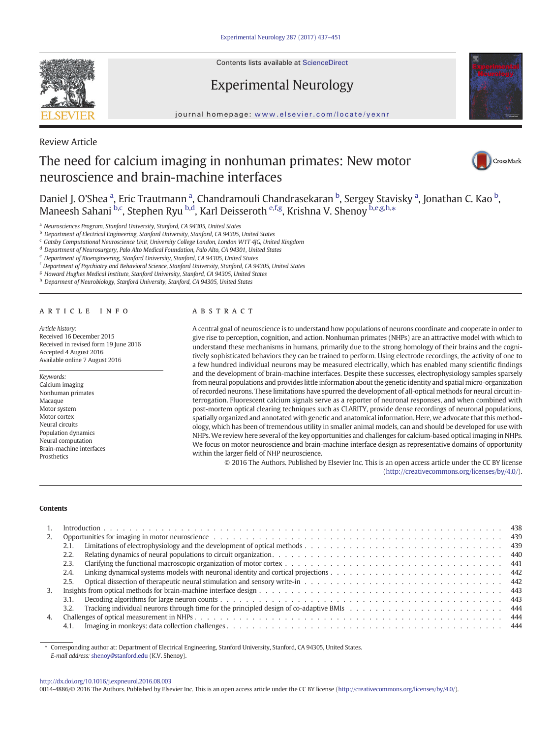Review Article

# The need for calcium imaging in nonhuman primates: New motor neuroscience and brain-machine interfaces

Daniel J. O'Shea [a], Eric Trautmann [a], Chandramouli Chandrasekaran [b], Sergey Stavisky [a], Jonathan C. Kao [b], Maneesh Sahani [b,c], Stephen Ryu [b,d], Karl Deisseroth [e,f,g], Krishna V. Shenoy [b,e,g,h,*]

[a] Neurosciences Program, Stanford University, Stanford, CA 94305, United States
[b] Department of Electrical Engineering, Stanford University, Stanford, CA 94305, United States
[c] Gatsby Computational Neuroscience Unit, University College London, London W1T 4JG, United Kingdom
[d] Department of Neurosurgery, Palo Alto Medical Foundation, Palo Alto, CA 94301, United States
[e] Department of Bioengineering, Stanford University, Stanford, CA 94305, United States
[f] Department of Psychiatry and Behavioral Science, Stanford University, Stanford, CA 94305, United States
[g] Howard Hughes Medical Institute, Stanford University, Stanford, CA 94305, United States
[h] Deparment of Neurobiology, Stanford University, Stanford, CA 94305, United States

## ARTICLE INFO

*Article history:*
Received 16 December 2015
Received in revised form 19 June 2016
Accepted 4 August 2016
Available online 7 August 2016

*Keywords:*
Calcium imaging
Nonhuman primates
Macaque
Motor system
Motor cortex
Neural circuits
Population dynamics
Neural computation
Brain-machine interfaces
Prosthetics

## ABSTRACT

A central goal of neuroscience is to understand how populations of neurons coordinate and cooperate in order to give rise to perception, cognition, and action. Nonhuman primates (NHPs) are an attractive model with which to understand these mechanisms in humans, primarily due to the strong homology of their brains and the cognitively sophisticated behaviors they can be trained to perform. Using electrode recordings, the activity of one to a few hundred individual neurons may be measured electrically, which has enabled many scientific findings and the development of brain-machine interfaces. Despite these successes, electrophysiology samples sparsely from neural populations and provides little information about the genetic identity and spatial micro-organization of recorded neurons. These limitations have spurred the development of all-optical methods for neural circuit interrogation. Fluorescent calcium signals serve as a reporter of neuronal responses, and when combined with post-mortem optical clearing techniques such as CLARITY, provide dense recordings of neuronal populations, spatially organized and annotated with genetic and anatomical information. Here, we advocate that this methodology, which has been of tremendous utility in smaller animal models, can and should be developed for use with NHPs. We review here several of the key opportunities and challenges for calcium-based optical imaging in NHPs. We focus on motor neuroscience and brain-machine interface design as representative domains of opportunity within the larger field of NHP neuroscience.

© 2016 The Authors. Published by Elsevier Inc. This is an open access article under the CC BY license (http://creativecommons.org/licenses/by/4.0/).

**Contents**

1. Introduction . . . 438
2. Opportunities for imaging in motor neuroscience . . . 439
   - 2.1. Limitations of electrophysiology and the development of optical methods . . . 439
   - 2.2. Relating dynamics of neural populations to circuit organization . . . 440
   - 2.3. Clarifying the functional macroscopic organization of motor cortex . . . 441
   - 2.4. Linking dynamical systems models with neuronal identity and cortical projections . . . 442
   - 2.5. Optical dissection of therapeutic neural stimulation and sensory write-in . . . 442
3. Insights from optical methods for brain-machine interface design . . . 443
   - 3.1. Decoding algorithms for large neuron counts . . . 443
   - 3.2. Tracking individual neurons through time for the principled design of co-adaptive BMIs . . . 444
4. Challenges of optical measurement in NHPs . . . 444
   - 4.1. Imaging in monkeys: data collection challenges . . . 444

\* Corresponding author at: Department of Electrical Engineering, Stanford University, Stanford, CA 94305, United States.
*E-mail address:* shenoy@stanford.edu (K.V. Shenoy).

http://dx.doi.org/10.1016/j.expneurol.2016.08.003
0014-4886/© 2016 The Authors. Published by Elsevier Inc. This is an open access article under the CC BY license (http://creativecommons.org/licenses/by/4.0/).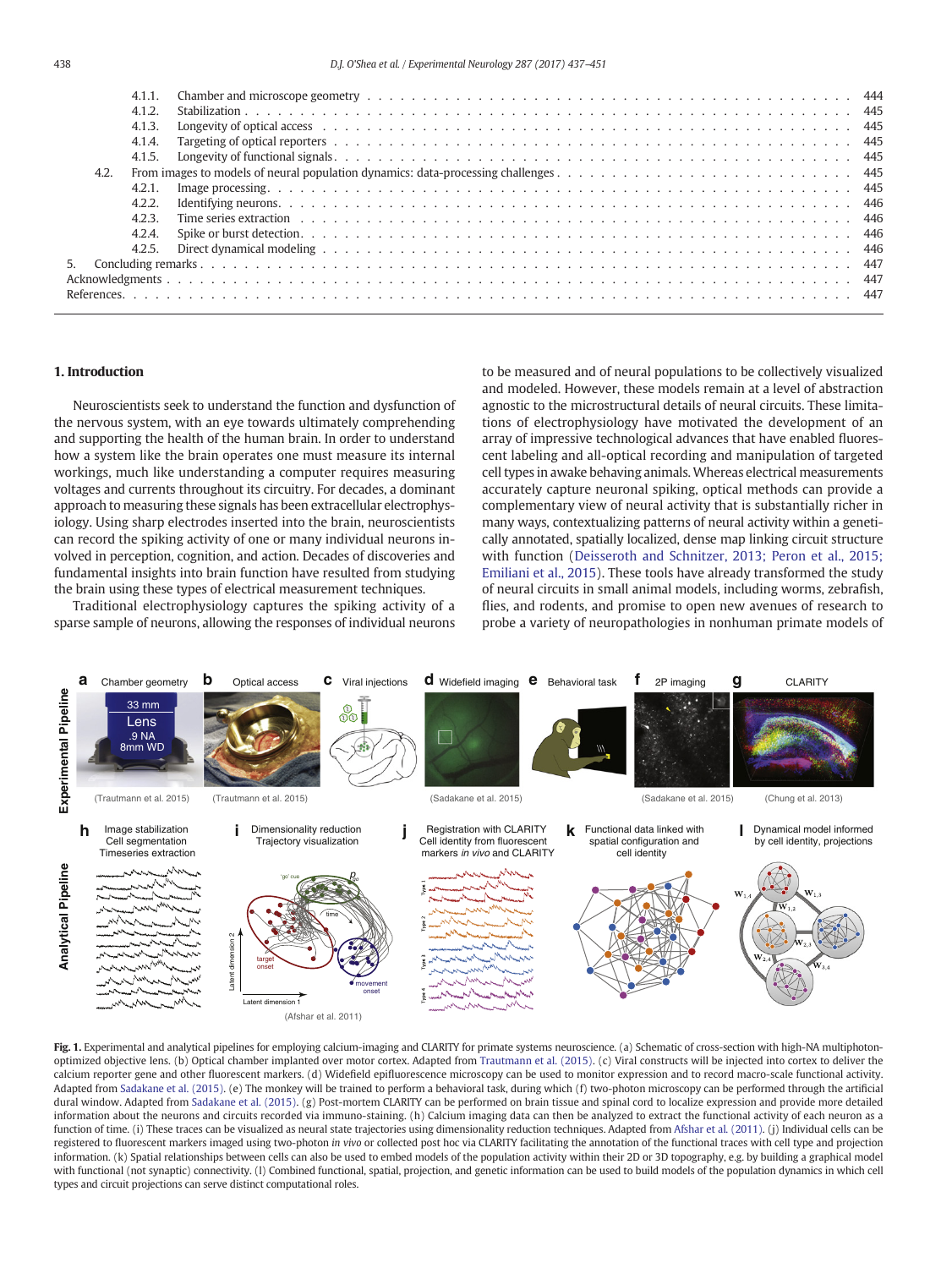4.1.1. Chamber and microscope geometry . . . . . . . . . . . . . . . . . . . . . . . . . . . . . . . . . . . . . . . . 444
4.1.2. Stabilization . . . . . . . . . . . . . . . . . . . . . . . . . . . . . . . . . . . . . . . . . . . . . . . . . 445
4.1.3. Longevity of optical access . . . . . . . . . . . . . . . . . . . . . . . . . . . . . . . . . . . . . . . . . 445
4.1.4. Targeting of optical reporters . . . . . . . . . . . . . . . . . . . . . . . . . . . . . . . . . . . . . . . 445
4.1.5. Longevity of functional signals . . . . . . . . . . . . . . . . . . . . . . . . . . . . . . . . . . . . . . . 445
4.2. From images to models of neural population dynamics: data-processing challenges . . . . . . . . . . . . . . . . . . . 445
4.2.1. Image processing . . . . . . . . . . . . . . . . . . . . . . . . . . . . . . . . . . . . . . . . . . . . . 445
4.2.2. Identifying neurons . . . . . . . . . . . . . . . . . . . . . . . . . . . . . . . . . . . . . . . . . . . . 446
4.2.3. Time series extraction . . . . . . . . . . . . . . . . . . . . . . . . . . . . . . . . . . . . . . . . . . 446
4.2.4. Spike or burst detection . . . . . . . . . . . . . . . . . . . . . . . . . . . . . . . . . . . . . . . . . . 446
4.2.5. Direct dynamical modeling . . . . . . . . . . . . . . . . . . . . . . . . . . . . . . . . . . . . . . . . 446
5. Concluding remarks . . . . . . . . . . . . . . . . . . . . . . . . . . . . . . . . . . . . . . . . . . . . . . . 447
Acknowledgments . . . . . . . . . . . . . . . . . . . . . . . . . . . . . . . . . . . . . . . . . . . . . . . . . . 447
References . . . . . . . . . . . . . . . . . . . . . . . . . . . . . . . . . . . . . . . . . . . . . . . . . . . . . 447

## 1. Introduction

Neuroscientists seek to understand the function and dysfunction of the nervous system, with an eye towards ultimately comprehending and supporting the health of the human brain. In order to understand how a system like the brain operates one must measure its internal workings, much like understanding a computer requires measuring voltages and currents throughout its circuitry. For decades, a dominant approach to measuring these signals has been extracellular electrophysiology. Using sharp electrodes inserted into the brain, neuroscientists can record the spiking activity of one or many individual neurons involved in perception, cognition, and action. Decades of discoveries and fundamental insights into brain function have resulted from studying the brain using these types of electrical measurement techniques.

Traditional electrophysiology captures the spiking activity of a sparse sample of neurons, allowing the responses of individual neurons to be measured and of neural populations to be collectively visualized and modeled. However, these models remain at a level of abstraction agnostic to the microstructural details of neural circuits. These limitations of electrophysiology have motivated the development of an array of impressive technological advances that have enabled fluorescent labeling and all-optical recording and manipulation of targeted cell types in awake behaving animals. Whereas electrical measurements accurately capture neuronal spiking, optical methods can provide a complementary view of neural activity that is substantially richer in many ways, contextualizing patterns of neural activity within a genetically annotated, spatially localized, dense map linking circuit structure with function (Deisseroth and Schnitzer, 2013; Peron et al., 2015; Emiliani et al., 2015). These tools have already transformed the study of neural circuits in small animal models, including worms, zebrafish, flies, and rodents, and promise to open new avenues of research to probe a variety of neuropathologies in nonhuman primate models of

**Fig. 1.** Experimental and analytical pipelines for employing calcium-imaging and CLARITY for primate systems neuroscience. (a) Schematic of cross-section with high-NA multiphoton-optimized objective lens. (b) Optical chamber implanted over motor cortex. Adapted from Trautmann et al. (2015). (c) Viral constructs will be injected into cortex to deliver the calcium reporter gene and other fluorescent markers. (d) Widefield epifluorescence microscopy can be used to monitor expression and to record macro-scale functional activity. Adapted from Sadakane et al. (2015). (e) The monkey will be trained to perform a behavioral task, during which (f) two-photon microscopy can be performed through the artificial dural window. Adapted from Sadakane et al. (2015). (g) Post-mortem CLARITY can be performed on brain tissue and spinal cord to localize expression and provide more detailed information about the neurons and circuits recorded via immuno-staining. (h) Calcium imaging data can then be analyzed to extract the functional activity of each neuron as a function of time. (i) These traces can be visualized as neural state trajectories using dimensionality reduction techniques. Adapted from Afshar et al. (2011). (j) Individual cells can be registered to fluorescent markers imaged using two-photon *in vivo* or collected post hoc via CLARITY facilitating the annotation of the functional traces with cell type and projection information. (k) Spatial relationships between cells can also be used to embed models of the population activity within their 2D or 3D topography, e.g. by building a graphical model with functional (not synaptic) connectivity. (l) Combined functional, spatial, projection, and genetic information can be used to build models of the population dynamics in which cell types and circuit projections can serve distinct computational roles.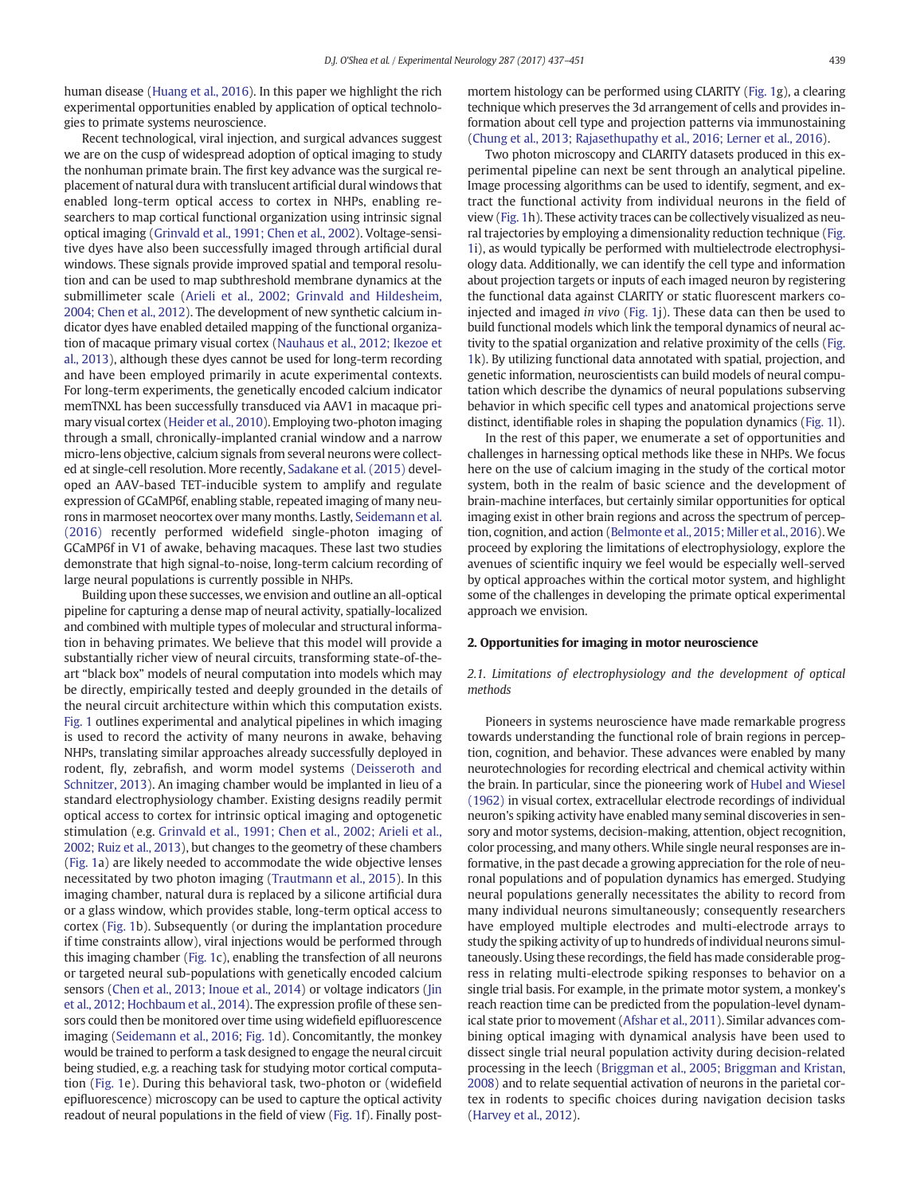human disease (Huang et al., 2016). In this paper we highlight the rich experimental opportunities enabled by application of optical technologies to primate systems neuroscience.

Recent technological, viral injection, and surgical advances suggest we are on the cusp of widespread adoption of optical imaging to study the nonhuman primate brain. The first key advance was the surgical replacement of natural dura with translucent artificial dural windows that enabled long-term optical access to cortex in NHPs, enabling researchers to map cortical functional organization using intrinsic signal optical imaging (Grinvald et al., 1991; Chen et al., 2002). Voltage-sensitive dyes have also been successfully imaged through artificial dural windows. These signals provide improved spatial and temporal resolution and can be used to map subthreshold membrane dynamics at the submillimeter scale (Arieli et al., 2002; Grinvald and Hildesheim, 2004; Chen et al., 2012). The development of new synthetic calcium indicator dyes have enabled detailed mapping of the functional organization of macaque primary visual cortex (Nauhaus et al., 2012; Ikezoe et al., 2013), although these dyes cannot be used for long-term recording and have been employed primarily in acute experimental contexts. For long-term experiments, the genetically encoded calcium indicator memTNXL has been successfully transduced via AAV1 in macaque primary visual cortex (Heider et al., 2010). Employing two-photon imaging through a small, chronically-implanted cranial window and a narrow micro-lens objective, calcium signals from several neurons were collected at single-cell resolution. More recently, Sadakane et al. (2015) developed an AAV-based TET-inducible system to amplify and regulate expression of GCaMP6f, enabling stable, repeated imaging of many neurons in marmoset neocortex over many months. Lastly, Seidemann et al. (2016) recently performed widefield single-photon imaging of GCaMP6f in V1 of awake, behaving macaques. These last two studies demonstrate that high signal-to-noise, long-term calcium recording of large neural populations is currently possible in NHPs.

Building upon these successes, we envision and outline an all-optical pipeline for capturing a dense map of neural activity, spatially-localized and combined with multiple types of molecular and structural information in behaving primates. We believe that this model will provide a substantially richer view of neural circuits, transforming state-of-the-art "black box" models of neural computation into models which may be directly, empirically tested and deeply grounded in the details of the neural circuit architecture within which this computation exists. Fig. 1 outlines experimental and analytical pipelines in which imaging is used to record the activity of many neurons in awake, behaving NHPs, translating similar approaches already successfully deployed in rodent, fly, zebrafish, and worm model systems (Deisseroth and Schnitzer, 2013). An imaging chamber would be implanted in lieu of a standard electrophysiology chamber. Existing designs readily permit optical access to cortex for intrinsic optical imaging and optogenetic stimulation (e.g. Grinvald et al., 1991; Chen et al., 2002; Arieli et al., 2002; Ruiz et al., 2013), but changes to the geometry of these chambers (Fig. 1a) are likely needed to accommodate the wide objective lenses necessitated by two photon imaging (Trautmann et al., 2015). In this imaging chamber, natural dura is replaced by a silicone artificial dura or a glass window, which provides stable, long-term optical access to cortex (Fig. 1b). Subsequently (or during the implantation procedure if time constraints allow), viral injections would be performed through this imaging chamber (Fig. 1c), enabling the transfection of all neurons or targeted neural sub-populations with genetically encoded calcium sensors (Chen et al., 2013; Inoue et al., 2014) or voltage indicators (Jin et al., 2012; Hochbaum et al., 2014). The expression profile of these sensors could then be monitored over time using widefield epifluorescence imaging (Seidemann et al., 2016; Fig. 1d). Concomitantly, the monkey would be trained to perform a task designed to engage the neural circuit being studied, e.g. a reaching task for studying motor cortical computation (Fig. 1e). During this behavioral task, two-photon or (widefield epifluorescence) microscopy can be used to capture the optical activity readout of neural populations in the field of view (Fig. 1f). Finally post-mortem histology can be performed using CLARITY (Fig. 1g), a clearing technique which preserves the 3d arrangement of cells and provides information about cell type and projection patterns via immunostaining (Chung et al., 2013; Rajasethupathy et al., 2016; Lerner et al., 2016).

Two photon microscopy and CLARITY datasets produced in this experimental pipeline can next be sent through an analytical pipeline. Image processing algorithms can be used to identify, segment, and extract the functional activity from individual neurons in the field of view (Fig. 1h). These activity traces can be collectively visualized as neural trajectories by employing a dimensionality reduction technique (Fig. 1i), as would typically be performed with multielectrode electrophysiology data. Additionally, we can identify the cell type and information about projection targets or inputs of each imaged neuron by registering the functional data against CLARITY or static fluorescent markers co-injected and imaged *in vivo* (Fig. 1j). These data can then be used to build functional models which link the temporal dynamics of neural activity to the spatial organization and relative proximity of the cells (Fig. 1k). By utilizing functional data annotated with spatial, projection, and genetic information, neuroscientists can build models of neural computation which describe the dynamics of neural populations subserving behavior in which specific cell types and anatomical projections serve distinct, identifiable roles in shaping the population dynamics (Fig. 1l).

In the rest of this paper, we enumerate a set of opportunities and challenges in harnessing optical methods like these in NHPs. We focus here on the use of calcium imaging in the study of the cortical motor system, both in the realm of basic science and the development of brain-machine interfaces, but certainly similar opportunities for optical imaging exist in other brain regions and across the spectrum of perception, cognition, and action (Belmonte et al., 2015; Miller et al., 2016). We proceed by exploring the limitations of electrophysiology, explore the avenues of scientific inquiry we feel would be especially well-served by optical approaches within the cortical motor system, and highlight some of the challenges in developing the primate optical experimental approach we envision.

## 2. Opportunities for imaging in motor neuroscience

### 2.1. Limitations of electrophysiology and the development of optical methods

Pioneers in systems neuroscience have made remarkable progress towards understanding the functional role of brain regions in perception, cognition, and behavior. These advances were enabled by many neurotechnologies for recording electrical and chemical activity within the brain. In particular, since the pioneering work of Hubel and Wiesel (1962) in visual cortex, extracellular electrode recordings of individual neuron's spiking activity have enabled many seminal discoveries in sensory and motor systems, decision-making, attention, object recognition, color processing, and many others. While single neural responses are informative, in the past decade a growing appreciation for the role of neuronal populations and of population dynamics has emerged. Studying neural populations generally necessitates the ability to record from many individual neurons simultaneously; consequently researchers have employed multiple electrodes and multi-electrode arrays to study the spiking activity of up to hundreds of individual neurons simultaneously. Using these recordings, the field has made considerable progress in relating multi-electrode spiking responses to behavior on a single trial basis. For example, in the primate motor system, a monkey's reach reaction time can be predicted from the population-level dynamical state prior to movement (Afshar et al., 2011). Similar advances combining optical imaging with dynamical analysis have been used to dissect single trial neural population activity during decision-related processing in the leech (Briggman et al., 2005; Briggman and Kristan, 2008) and to relate sequential activation of neurons in the parietal cortex in rodents to specific choices during navigation decision tasks (Harvey et al., 2012).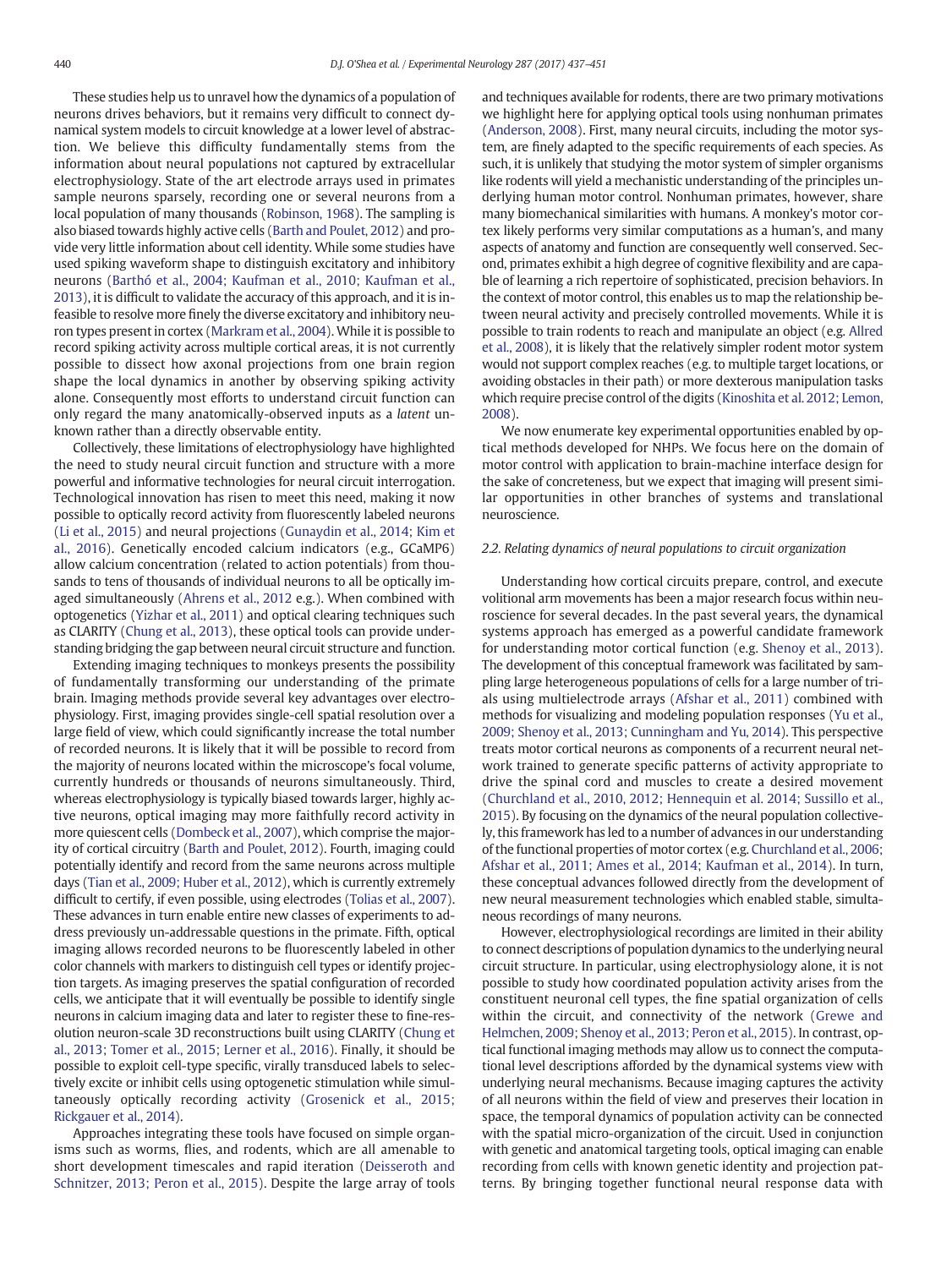These studies help us to unravel how the dynamics of a population of neurons drives behaviors, but it remains very difficult to connect dynamical system models to circuit knowledge at a lower level of abstraction. We believe this difficulty fundamentally stems from the information about neural populations not captured by extracellular electrophysiology. State of the art electrode arrays used in primates sample neurons sparsely, recording one or several neurons from a local population of many thousands (Robinson, 1968). The sampling is also biased towards highly active cells (Barth and Poulet, 2012) and provide very little information about cell identity. While some studies have used spiking waveform shape to distinguish excitatory and inhibitory neurons (Barthó et al., 2004; Kaufman et al., 2010; Kaufman et al., 2013), it is difficult to validate the accuracy of this approach, and it is infeasible to resolve more finely the diverse excitatory and inhibitory neuron types present in cortex (Markram et al., 2004). While it is possible to record spiking activity across multiple cortical areas, it is not currently possible to dissect how axonal projections from one brain region shape the local dynamics in another by observing spiking activity alone. Consequently most efforts to understand circuit function can only regard the many anatomically-observed inputs as a *latent* unknown rather than a directly observable entity.

Collectively, these limitations of electrophysiology have highlighted the need to study neural circuit function and structure with a more powerful and informative technologies for neural circuit interrogation. Technological innovation has risen to meet this need, making it now possible to optically record activity from fluorescently labeled neurons (Li et al., 2015) and neural projections (Gunaydin et al., 2014; Kim et al., 2016). Genetically encoded calcium indicators (e.g., GCaMP6) allow calcium concentration (related to action potentials) from thousands to tens of thousands of individual neurons to all be optically imaged simultaneously (Ahrens et al., 2012 e.g.). When combined with optogenetics (Yizhar et al., 2011) and optical clearing techniques such as CLARITY (Chung et al., 2013), these optical tools can provide understanding bridging the gap between neural circuit structure and function.

Extending imaging techniques to monkeys presents the possibility of fundamentally transforming our understanding of the primate brain. Imaging methods provide several key advantages over electrophysiology. First, imaging provides single-cell spatial resolution over a large field of view, which could significantly increase the total number of recorded neurons. It is likely that it will be possible to record from the majority of neurons located within the microscope's focal volume, currently hundreds or thousands of neurons simultaneously. Third, whereas electrophysiology is typically biased towards larger, highly active neurons, optical imaging may more faithfully record activity in more quiescent cells (Dombeck et al., 2007), which comprise the majority of cortical circuitry (Barth and Poulet, 2012). Fourth, imaging could potentially identify and record from the same neurons across multiple days (Tian et al., 2009; Huber et al., 2012), which is currently extremely difficult to certify, if even possible, using electrodes (Tolias et al., 2007). These advances in turn enable entire new classes of experiments to address previously un-addressable questions in the primate. Fifth, optical imaging allows recorded neurons to be fluorescently labeled in other color channels with markers to distinguish cell types or identify projection targets. As imaging preserves the spatial configuration of recorded cells, we anticipate that it will eventually be possible to identify single neurons in calcium imaging data and later to register these to fine-resolution neuron-scale 3D reconstructions built using CLARITY (Chung et al., 2013; Tomer et al., 2015; Lerner et al., 2016). Finally, it should be possible to exploit cell-type specific, virally transduced labels to selectively excite or inhibit cells using optogenetic stimulation while simultaneously optically recording activity (Grosenick et al., 2015; Rickgauer et al., 2014).

Approaches integrating these tools have focused on simple organisms such as worms, flies, and rodents, which are all amenable to short development timescales and rapid iteration (Deisseroth and Schnitzer, 2013; Peron et al., 2015). Despite the large array of tools and techniques available for rodents, there are two primary motivations we highlight here for applying optical tools using nonhuman primates (Anderson, 2008). First, many neural circuits, including the motor system, are finely adapted to the specific requirements of each species. As such, it is unlikely that studying the motor system of simpler organisms like rodents will yield a mechanistic understanding of the principles underlying human motor control. Nonhuman primates, however, share many biomechanical similarities with humans. A monkey's motor cortex likely performs very similar computations as a human's, and many aspects of anatomy and function are consequently well conserved. Second, primates exhibit a high degree of cognitive flexibility and are capable of learning a rich repertoire of sophisticated, precision behaviors. In the context of motor control, this enables us to map the relationship between neural activity and precisely controlled movements. While it is possible to train rodents to reach and manipulate an object (e.g. Allred et al., 2008), it is likely that the relatively simpler rodent motor system would not support complex reaches (e.g. to multiple target locations, or avoiding obstacles in their path) or more dexterous manipulation tasks which require precise control of the digits (Kinoshita et al. 2012; Lemon, 2008).

We now enumerate key experimental opportunities enabled by optical methods developed for NHPs. We focus here on the domain of motor control with application to brain-machine interface design for the sake of concreteness, but we expect that imaging will present similar opportunities in other branches of systems and translational neuroscience.

### 2.2. Relating dynamics of neural populations to circuit organization

Understanding how cortical circuits prepare, control, and execute volitional arm movements has been a major research focus within neuroscience for several decades. In the past several years, the dynamical systems approach has emerged as a powerful candidate framework for understanding motor cortical function (e.g. Shenoy et al., 2013). The development of this conceptual framework was facilitated by sampling large heterogeneous populations of cells for a large number of trials using multielectrode arrays (Afshar et al., 2011) combined with methods for visualizing and modeling population responses (Yu et al., 2009; Shenoy et al., 2013; Cunningham and Yu, 2014). This perspective treats motor cortical neurons as components of a recurrent neural network trained to generate specific patterns of activity appropriate to drive the spinal cord and muscles to create a desired movement (Churchland et al., 2010, 2012; Hennequin et al. 2014; Sussillo et al., 2015). By focusing on the dynamics of the neural population collectively, this framework has led to a number of advances in our understanding of the functional properties of motor cortex (e.g. Churchland et al., 2006; Afshar et al., 2011; Ames et al., 2014; Kaufman et al., 2014). In turn, these conceptual advances followed directly from the development of new neural measurement technologies which enabled stable, simultaneous recordings of many neurons.

However, electrophysiological recordings are limited in their ability to connect descriptions of population dynamics to the underlying neural circuit structure. In particular, using electrophysiology alone, it is not possible to study how coordinated population activity arises from the constituent neuronal cell types, the fine spatial organization of cells within the circuit, and connectivity of the network (Grewe and Helmchen, 2009; Shenoy et al., 2013; Peron et al., 2015). In contrast, optical functional imaging methods may allow us to connect the computational level descriptions afforded by the dynamical systems view with underlying neural mechanisms. Because imaging captures the activity of all neurons within the field of view and preserves their location in space, the temporal dynamics of population activity can be connected with the spatial micro-organization of the circuit. Used in conjunction with genetic and anatomical targeting tools, optical imaging can enable recording from cells with known genetic identity and projection patterns. By bringing together functional neural response data with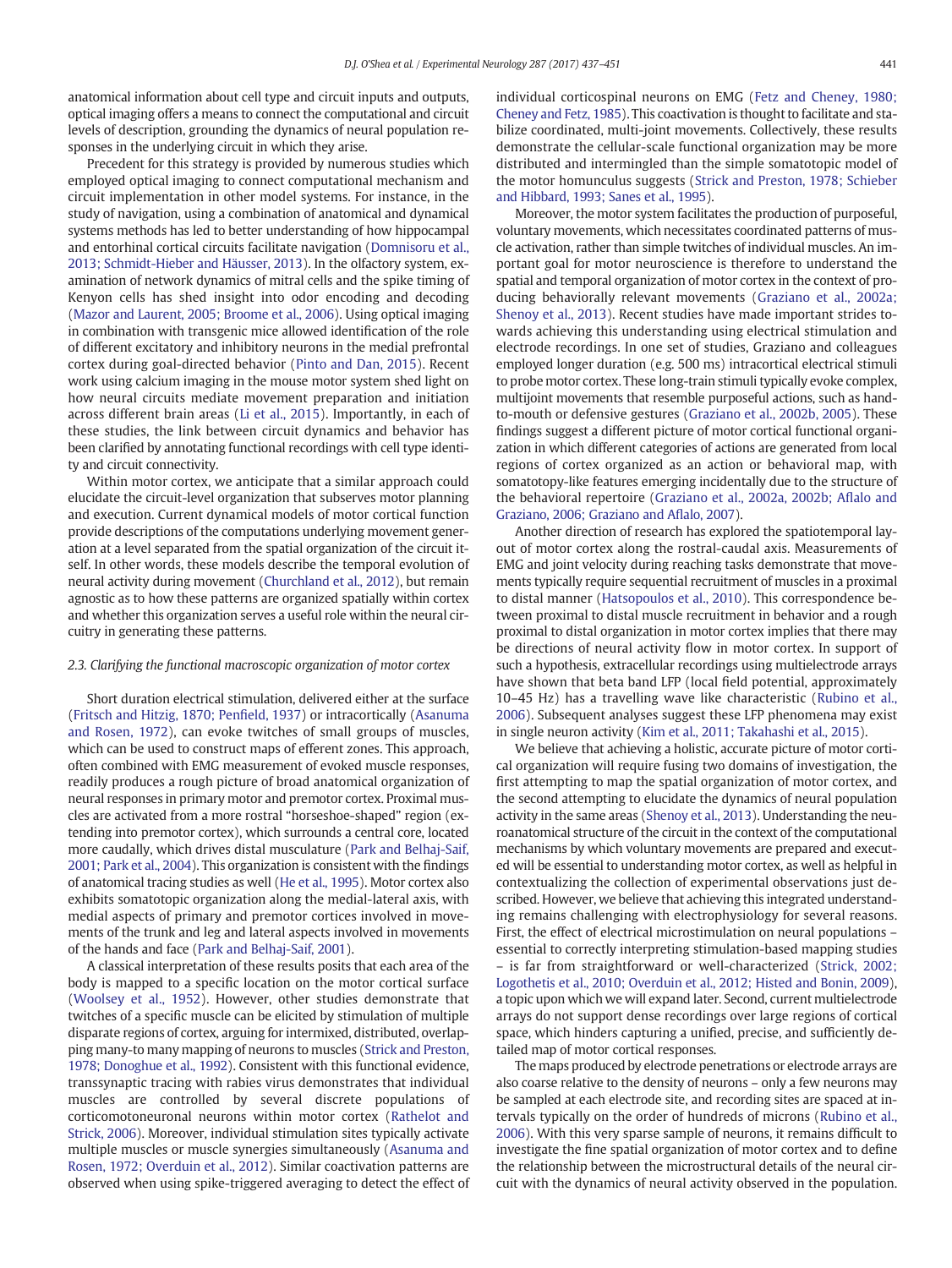anatomical information about cell type and circuit inputs and outputs, optical imaging offers a means to connect the computational and circuit levels of description, grounding the dynamics of neural population responses in the underlying circuit in which they arise.

Precedent for this strategy is provided by numerous studies which employed optical imaging to connect computational mechanism and circuit implementation in other model systems. For instance, in the study of navigation, using a combination of anatomical and dynamical systems methods has led to better understanding of how hippocampal and entorhinal cortical circuits facilitate navigation (Domnisoru et al., 2013; Schmidt-Hieber and Häusser, 2013). In the olfactory system, examination of network dynamics of mitral cells and the spike timing of Kenyon cells has shed insight into odor encoding and decoding (Mazor and Laurent, 2005; Broome et al., 2006). Using optical imaging in combination with transgenic mice allowed identification of the role of different excitatory and inhibitory neurons in the medial prefrontal cortex during goal-directed behavior (Pinto and Dan, 2015). Recent work using calcium imaging in the mouse motor system shed light on how neural circuits mediate movement preparation and initiation across different brain areas (Li et al., 2015). Importantly, in each of these studies, the link between circuit dynamics and behavior has been clarified by annotating functional recordings with cell type identity and circuit connectivity.

Within motor cortex, we anticipate that a similar approach could elucidate the circuit-level organization that subserves motor planning and execution. Current dynamical models of motor cortical function provide descriptions of the computations underlying movement generation at a level separated from the spatial organization of the circuit itself. In other words, these models describe the temporal evolution of neural activity during movement (Churchland et al., 2012), but remain agnostic as to how these patterns are organized spatially within cortex and whether this organization serves a useful role within the neural circuitry in generating these patterns.

### 2.3. Clarifying the functional macroscopic organization of motor cortex

Short duration electrical stimulation, delivered either at the surface (Fritsch and Hitzig, 1870; Penfield, 1937) or intracortically (Asanuma and Rosen, 1972), can evoke twitches of small groups of muscles, which can be used to construct maps of efferent zones. This approach, often combined with EMG measurement of evoked muscle responses, readily produces a rough picture of broad anatomical organization of neural responses in primary motor and premotor cortex. Proximal muscles are activated from a more rostral "horseshoe-shaped" region (extending into premotor cortex), which surrounds a central core, located more caudally, which drives distal musculature (Park and Belhaj-Saif, 2001; Park et al., 2004). This organization is consistent with the findings of anatomical tracing studies as well (He et al., 1995). Motor cortex also exhibits somatotopic organization along the medial-lateral axis, with medial aspects of primary and premotor cortices involved in movements of the trunk and leg and lateral aspects involved in movements of the hands and face (Park and Belhaj-Saif, 2001).

A classical interpretation of these results posits that each area of the body is mapped to a specific location on the motor cortical surface (Woolsey et al., 1952). However, other studies demonstrate that twitches of a specific muscle can be elicited by stimulation of multiple disparate regions of cortex, arguing for intermixed, distributed, overlapping many-to-many mapping of neurons to muscles (Strick and Preston, 1978; Donoghue et al., 1992). Consistent with this functional evidence, transsynaptic tracing with rabies virus demonstrates that individual muscles are controlled by several discrete populations of corticomotoneuronal neurons within motor cortex (Rathelot and Strick, 2006). Moreover, individual stimulation sites typically activate multiple muscles or muscle synergies simultaneously (Asanuma and Rosen, 1972; Overduin et al., 2012). Similar coactivation patterns are observed when using spike-triggered averaging to detect the effect of individual corticospinal neurons on EMG (Fetz and Cheney, 1980; Cheney and Fetz, 1985). This coactivation is thought to facilitate and stabilize coordinated, multi-joint movements. Collectively, these results demonstrate the cellular-scale functional organization may be more distributed and intermingled than the simple somatopic model of the motor homunculus suggests (Strick and Preston, 1978; Schieber and Hibbard, 1993; Sanes et al., 1995).

Moreover, the motor system facilitates the production of purposeful, voluntary movements, which necessitates coordinated patterns of muscle activation, rather than simple twitches of individual muscles. An important goal for motor neuroscience is therefore to understand the spatial and temporal organization of motor cortex in the context of producing behaviorally relevant movements (Graziano et al., 2002a; Shenoy et al., 2013). Recent studies have made important strides towards achieving this understanding using electrical stimulation and electrode recordings. In one set of studies, Graziano and colleagues employed longer duration (e.g. 500 ms) intracortical electrical stimuli to probe motor cortex. These long-train stimuli typically evoke complex, multijoint movements that resemble purposeful actions, such as hand-to-mouth or defensive gestures (Graziano et al., 2002b, 2005). These findings suggest a different picture of motor cortical functional organization in which different categories of actions are generated from local regions of cortex organized as an action or behavioral map, with somatotopy-like features emerging incidentally due to the structure of the behavioral repertoire (Graziano et al., 2002a, 2002b; Aflalo and Graziano, 2006; Graziano and Aflalo, 2007).

Another direction of research has explored the spatiotemporal layout of motor cortex along the rostral-caudal axis. Measurements of EMG and joint velocity during reaching tasks demonstrate that movements typically require sequential recruitment of muscles in a proximal to distal manner (Hatsopoulos et al., 2010). This correspondence between proximal to distal muscle recruitment in behavior and a rough proximal to distal organization in motor cortex implies that there may be directions of neural activity flow in motor cortex. In support of such a hypothesis, extracellular recordings using multielectrode arrays have shown that beta band LFP (local field potential, approximately 10–45 Hz) has a travelling wave like characteristic (Rubino et al., 2006). Subsequent analyses suggest these LFP phenomena may exist in single neuron activity (Kim et al., 2011; Takahashi et al., 2015).

We believe that achieving a holistic, accurate picture of motor cortical organization will require fusing two domains of investigation, the first attempting to map the spatial organization of motor cortex, and the second attempting to elucidate the dynamics of neural population activity in the same areas (Shenoy et al., 2013). Understanding the neuroanatomical structure of the circuit in the context of the computational mechanisms by which voluntary movements are prepared and executed will be essential to understanding motor cortex, as well as helpful in contextualizing the collection of experimental observations just described. However, we believe that achieving this integrated understanding remains challenging with electrophysiology for several reasons. First, the effect of electrical microstimulation on neural populations – essential to correctly interpreting stimulation-based mapping studies – is far from straightforward or well-characterized (Strick, 2002; Logothetis et al., 2010; Overduin et al., 2012; Histed and Bonin, 2009), a topic upon which we will expand later. Second, current multielectrode arrays do not support dense recordings over large regions of cortical space, which hinders capturing a unified, precise, and sufficiently detailed map of motor cortical responses.

The maps produced by electrode penetrations or electrode arrays are also coarse relative to the density of neurons – only a few neurons may be sampled at each electrode site, and recording sites are spaced at intervals typically on the order of hundreds of microns (Rubino et al., 2006). With this very sparse sample of neurons, it remains difficult to investigate the fine spatial organization of motor cortex and to define the relationship between the microstructural details of the neural circuit with the dynamics of neural activity observed in the population.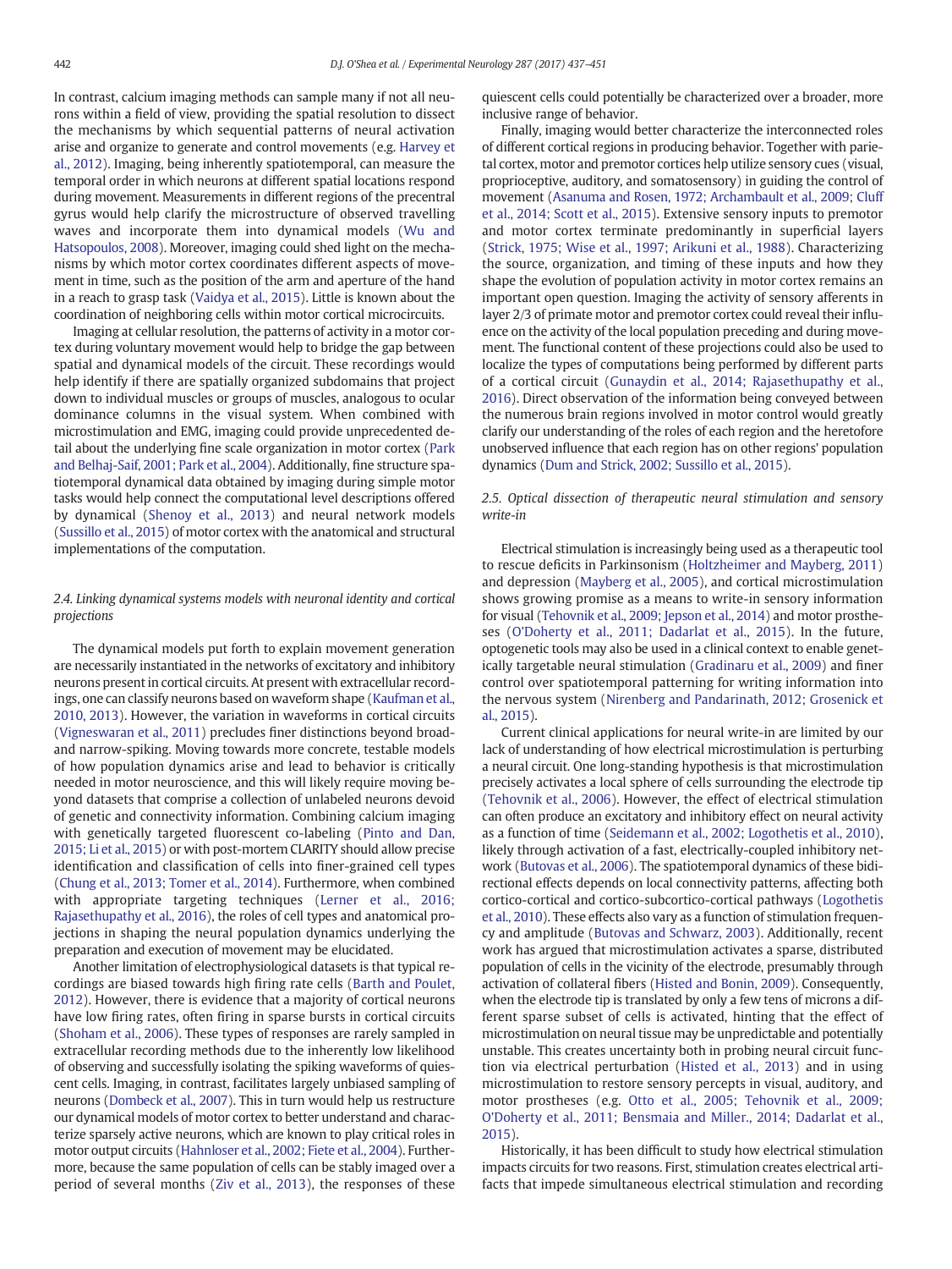In contrast, calcium imaging methods can sample many if not all neurons within a field of view, providing the spatial resolution to dissect the mechanisms by which sequential patterns of neural activation arise and organize to generate and control movements (e.g. Harvey et al., 2012). Imaging, being inherently spatiotemporal, can measure the temporal order in which neurons at different spatial locations respond during movement. Measurements in different regions of the precentral gyrus would help clarify the microstructure of observed travelling waves and incorporate them into dynamical models (Wu and Hatsopoulos, 2008). Moreover, imaging could shed light on the mechanisms by which motor cortex coordinates different aspects of movement in time, such as the position of the arm and aperture of the hand in a reach to grasp task (Vaidya et al., 2015). Little is known about the coordination of neighboring cells within motor cortical microcircuits.

Imaging at cellular resolution, the patterns of activity in a motor cortex during voluntary movement would help to bridge the gap between spatial and dynamical models of the circuit. These recordings would help identify if there are spatially organized subdomains that project down to individual muscles or groups of muscles, analogous to ocular dominance columns in the visual system. When combined with microstimulation and EMG, imaging could provide unprecedented detail about the underlying fine scale organization in motor cortex (Park and Belhaj-Saif, 2001; Park et al., 2004). Additionally, fine structure spatiotemporal dynamical data obtained by imaging during simple motor tasks would help connect the computational level descriptions offered by dynamical (Shenoy et al., 2013) and neural network models (Sussillo et al., 2015) of motor cortex with the anatomical and structural implementations of the computation.

### *2.4. Linking dynamical systems models with neuronal identity and cortical projections*

The dynamical models put forth to explain movement generation are necessarily instantiated in the networks of excitatory and inhibitory neurons present in cortical circuits. At present with extracellular recordings, one can classify neurons based on waveform shape (Kaufman et al., 2010, 2013). However, the variation in waveforms in cortical circuits (Vigneswaran et al., 2011) precludes finer distinctions beyond broad- and narrow-spiking. Moving towards more concrete, testable models of how population dynamics arise and lead to behavior is critically needed in motor neuroscience, and this will likely require moving beyond datasets that comprise a collection of unlabeled neurons devoid of genetic and connectivity information. Combining calcium imaging with genetically targeted fluorescent co-labeling (Pinto and Dan, 2015; Li et al., 2015) or with post-mortem CLARITY should allow precise identification and classification of cells into finer-grained cell types (Chung et al., 2013; Tomer et al., 2014). Furthermore, when combined with appropriate targeting techniques (Lerner et al., 2016; Rajasethupathy et al., 2016), the roles of cell types and anatomical projections in shaping the neural population dynamics underlying the preparation and execution of movement may be elucidated.

Another limitation of electrophysiological datasets is that typical recordings are biased towards high firing rate cells (Barth and Poulet, 2012). However, there is evidence that a majority of cortical neurons have low firing rates, often firing in sparse bursts in cortical circuits (Shoham et al., 2006). These types of responses are rarely sampled in extracellular recording methods due to the inherently low likelihood of observing and successfully isolating the spiking waveforms of quiescent cells. Imaging, in contrast, facilitates largely unbiased sampling of neurons (Dombeck et al., 2007). This in turn would help us restructure our dynamical models of motor cortex to better understand and characterize sparsely active neurons, which are known to play critical roles in motor output circuits (Hahnloser et al., 2002; Fiete et al., 2004). Furthermore, because the same population of cells can be stably imaged over a period of several months (Ziv et al., 2013), the responses of these quiescent cells could potentially be characterized over a broader, more inclusive range of behavior.

Finally, imaging would better characterize the interconnected roles of different cortical regions in producing behavior. Together with parietal cortex, motor and premotor cortices help utilize sensory cues (visual, proprioceptive, auditory, and somatosensory) in guiding the control of movement (Asanuma and Rosen, 1972; Archambault et al., 2009; Cluff et al., 2014; Scott et al., 2015). Extensive sensory inputs to premotor and motor cortex terminate predominantly in superficial layers (Strick, 1975; Wise et al., 1997; Arikuni et al., 1988). Characterizing the source, organization, and timing of these inputs and how they shape the evolution of population activity in motor cortex remains an important open question. Imaging the activity of sensory afferents in layer 2/3 of primate motor and premotor cortex could reveal their influence on the activity of the local population preceding and during movement. The functional content of these projections could also be used to localize the types of computations being performed by different parts of a cortical circuit (Gunaydin et al., 2014; Rajasethupathy et al., 2016). Direct observation of the information being conveyed between the numerous brain regions involved in motor control would greatly clarify our understanding of the roles of each region and the heretofore unobserved influence that each region has on other regions' population dynamics (Dum and Strick, 2002; Sussillo et al., 2015).

### *2.5. Optical dissection of therapeutic neural stimulation and sensory write-in*

Electrical stimulation is increasingly being used as a therapeutic tool to rescue deficits in Parkinsonism (Holtzheimer and Mayberg, 2011) and depression (Mayberg et al., 2005), and cortical microstimulation shows growing promise as a means to write-in sensory information for visual (Tehovnik et al., 2009; Jepson et al., 2014) and motor prostheses (O'Doherty et al., 2011; Dadarlat et al., 2015). In the future, optogenetic tools may also be used in a clinical context to enable genetically targetable neural stimulation (Gradinaru et al., 2009) and finer control over spatiotemporal patterning for writing information into the nervous system (Nirenberg and Pandarinath, 2012; Grosenick et al., 2015).

Current clinical applications for neural write-in are limited by our lack of understanding of how electrical microstimulation is perturbing a neural circuit. One long-standing hypothesis is that microstimulation precisely activates a local sphere of cells surrounding the electrode tip (Tehovnik et al., 2006). However, the effect of electrical stimulation can often produce an excitatory and inhibitory effect on neural activity as a function of time (Seidemann et al., 2002; Logothetis et al., 2010), likely through activation of a fast, electrically-coupled inhibitory network (Butovas et al., 2006). The spatiotemporal dynamics of these bidirectional effects depends on local connectivity patterns, affecting both cortico-cortical and cortico-subcortico-cortical pathways (Logothetis et al., 2010). These effects also vary as a function of stimulation frequency and amplitude (Butovas and Schwarz, 2003). Additionally, recent work has argued that microstimulation activates a sparse, distributed population of cells in the vicinity of the electrode, presumably through activation of collateral fibers (Histed and Bonin, 2009). Consequently, when the electrode tip is translated by only a few tens of microns a different sparse subset of cells is activated, hinting that the effect of microstimulation on neural tissue may be unpredictable and potentially unstable. This creates uncertainty both in probing neural circuit function via electrical perturbation (Histed et al., 2013) and in using microstimulation to restore sensory percepts in visual, auditory, and motor prostheses (e.g. Otto et al., 2005; Tehovnik et al., 2009; O'Doherty et al., 2011; Bensmaia and Miller., 2014; Dadarlat et al., 2015).

Historically, it has been difficult to study how electrical stimulation impacts circuits for two reasons. First, stimulation creates electrical artifacts that impede simultaneous electrical stimulation and recording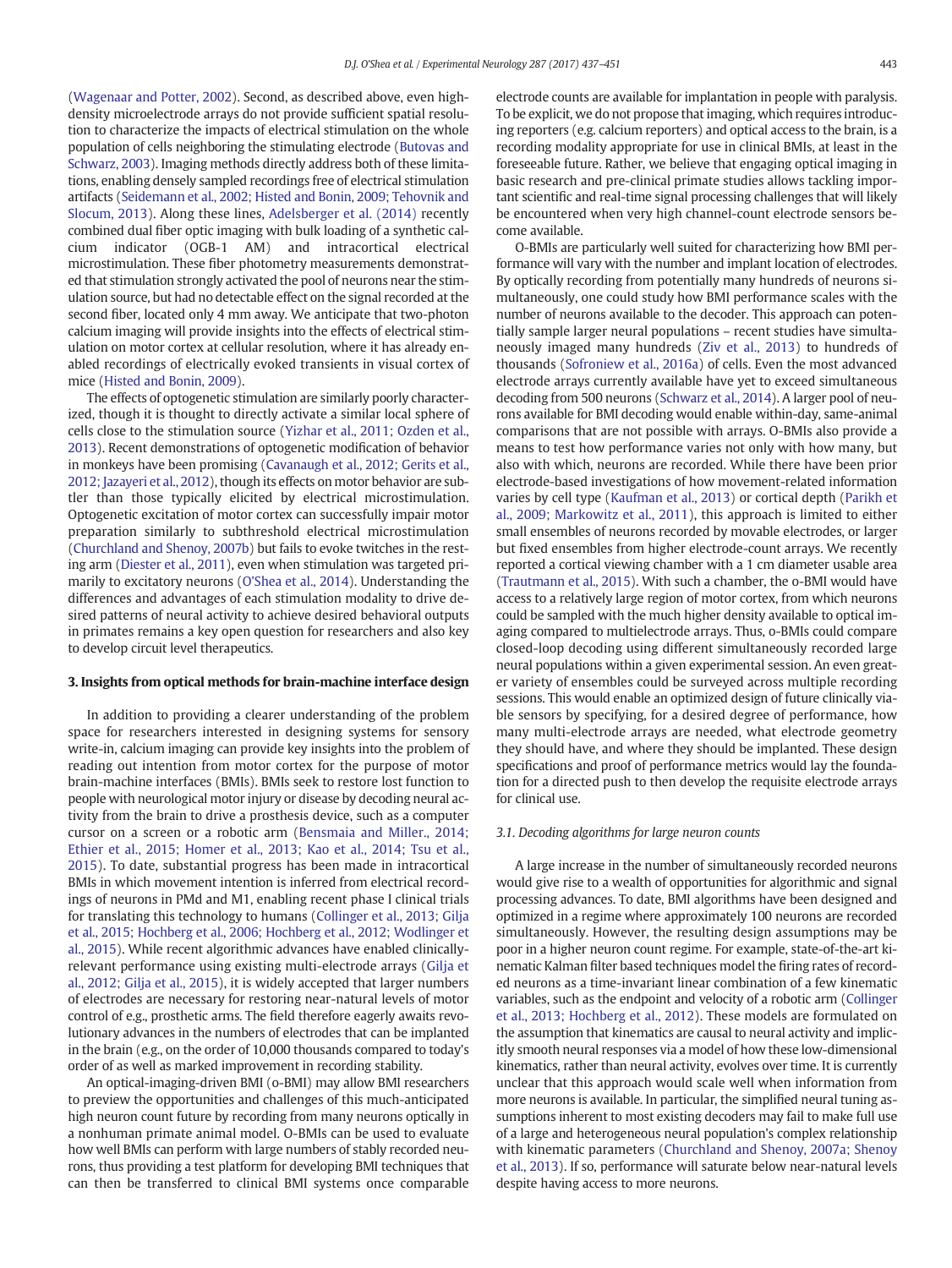(Wagenaar and Potter, 2002). Second, as described above, even high-density microelectrode arrays do not provide sufficient spatial resolution to characterize the impacts of electrical stimulation on the whole population of cells neighboring the stimulating electrode (Butovas and Schwarz, 2003). Imaging methods directly address both of these limitations, enabling densely sampled recordings free of electrical stimulation artifacts (Seidemann et al., 2002; Histed and Bonin, 2009; Tehovnik and Slocum, 2013). Along these lines, Adelsberger et al. (2014) recently combined dual fiber optic imaging with bulk loading of a synthetic calcium indicator (OGB-1 AM) and intracortical electrical microstimulation. These fiber photometry measurements demonstrated that stimulation strongly activated the pool of neurons near the stimulation source, but had no detectable effect on the signal recorded at the second fiber, located only 4 mm away. We anticipate that two-photon calcium imaging will provide insights into the effects of electrical stimulation on motor cortex at cellular resolution, where it has already enabled recordings of electrically evoked transients in visual cortex of mice (Histed and Bonin, 2009).

The effects of optogenetic stimulation are similarly poorly characterized, though it is thought to directly activate a similar local sphere of cells close to the stimulation source (Yizhar et al., 2011; Ozden et al., 2013). Recent demonstrations of optogenetic modification of behavior in monkeys have been promising (Cavanaugh et al., 2012; Gerits et al., 2012; Jazayeri et al., 2012), though its effects on motor behavior are subtler than those typically elicited by electrical microstimulation. Optogenetic excitation of motor cortex can successfully impair motor preparation similarly to subthreshold electrical microstimulation (Churchland and Shenoy, 2007b) but fails to evoke twitches in the resting arm (Diester et al., 2011), even when stimulation was targeted primarily to excitatory neurons (O'Shea et al., 2014). Understanding the differences and advantages of each stimulation modality to drive desired patterns of neural activity to achieve desired behavioral outputs in primates remains a key open question for researchers and also key to develop circuit level therapeutics.

## 3. Insights from optical methods for brain-machine interface design

In addition to providing a clearer understanding of the problem space for researchers interested in designing systems for sensory write-in, calcium imaging can provide key insights into the problem of reading out intention from motor cortex for the purpose of motor brain-machine interfaces (BMIs). BMIs seek to restore lost function to people with neurological motor injury or disease by decoding neural activity from the brain to drive a prosthesis device, such as a computer cursor on a screen or a robotic arm (Bensmaia and Miller., 2014; Ethier et al., 2015; Homer et al., 2013; Kao et al., 2014; Tsu et al., 2015). To date, substantial progress has been made in intracortical BMIs in which movement intention is inferred from electrical recordings of neurons in PMd and M1, enabling recent phase I clinical trials for translating this technology to humans (Collinger et al., 2013; Gilja et al., 2015; Hochberg et al., 2006; Hochberg et al., 2012; Wodlinger et al., 2015). While recent algorithmic advances have enabled clinically-relevant performance using existing multi-electrode arrays (Gilja et al., 2012; Gilja et al., 2015), it is widely accepted that larger numbers of electrodes are necessary for restoring near-natural levels of motor control of e.g., prosthetic arms. The field therefore greatly awaits revolutionary advances in the numbers of electrodes that can be implanted in the brain (e.g., on the order of 10,000 thousands compared to today's order of as well as marked improvement in recording stability.

An optical-imaging-driven BMI (o-BMI) may allow BMI researchers to preview the opportunities and challenges of this much-anticipated high neuron count future by recording from many neurons optically in a nonhuman primate animal model. O-BMIs can be used to evaluate how well BMIs can perform with large numbers of stably recorded neurons, thus providing a test platform for developing BMI techniques that can then be transferred to clinical BMI systems once comparable electrode counts are available for implantation in people with paralysis. To be explicit, we do not propose that imaging, which requires introducing reporters (e.g. calcium reporters) and optical access to the brain, is a recording modality appropriate for use in clinical BMIs, at least in the foreseeable future. Rather, we believe that engaging optical imaging in basic research and pre-clinical primate studies allows tackling important scientific and real-time signal processing challenges that will likely be encountered when very high channel-count electrode sensors become available.

O-BMIs are particularly well suited for characterizing how BMI performance will vary with the number and implant location of electrodes. By optically recording from potentially many hundreds of neurons simultaneously, one could study how BMI performance scales with the number of neurons available to the decoder. This approach can potentially sample larger neural populations – recent studies have simultaneously imaged many hundreds (Ziv et al., 2013) to hundreds of thousands (Sofroniew et al., 2016a) of cells. Even the most advanced electrode arrays currently available have yet to exceed simultaneous decoding from 500 neurons (Schwarz et al., 2014). A larger pool of neurons available for BMI decoding would enable within-day, same-animal comparisons that are not possible with arrays. O-BMIs also provide a means to test how performance varies not only with how many, but also with which, neurons are recorded. While there have been prior electrode-based investigations of how movement-related information varies by cell type (Kaufman et al., 2013) or cortical depth (Parikh et al., 2009; Markowitz et al., 2011), this approach is limited to either small ensembles of neurons recorded by movable electrodes, or larger but fixed ensembles from higher electrode-count arrays. We recently reported a cortical viewing chamber with a 1 cm diameter usable area (Trautmann et al., 2015). With such a chamber, the o-BMI would have access to a relatively large region of motor cortex, from which neurons could be sampled with the much higher density available to optical imaging compared to multielectrode arrays. Thus, o-BMIs could compare closed-loop decoding using different simultaneously recorded large neural populations within a given experimental session. An even greater variety of ensembles could be surveyed across multiple recording sessions. This would enable an optimized design of future clinically viable sensors by specifying, for a desired degree of performance, how many multi-electrode arrays are needed, what electrode geometry they should have, and where they should be implanted. These design specifications and proof of performance metrics would lay the foundation for a directed push to then develop the requisite electrode arrays for clinical use.

### 3.1. Decoding algorithms for large neuron counts

A large increase in the number of simultaneously recorded neurons would give rise to a wealth of opportunities for algorithmic and signal processing advances. To date, BMI algorithms have been designed and optimized in a regime where approximately 100 neurons are recorded simultaneously. However, the resulting design assumptions may be poor in a higher neuron count regime. For example, state-of-the-art kinematic Kalman filter based techniques model the firing rates of recorded neurons as a time-invariant linear combination of a few kinematic variables, such as the endpoint and velocity of a robotic arm (Collinger et al., 2013; Hochberg et al., 2012). These models are formulated on the assumption that kinematics are causal to neural activity and implicitly smooth neural responses via a model of how these low-dimensional kinematics, rather than neural activity, evolves over time. It is currently unclear that this approach would scale well when information from more neurons is available. In particular, the simplified neural tuning assumptions inherent to most existing decoders may fail to make full use of a large and heterogeneous neural population's complex relationship with kinematic parameters (Churchland and Shenoy, 2007a; Shenoy et al., 2013). If so, performance will saturate below near-natural levels despite having access to more neurons.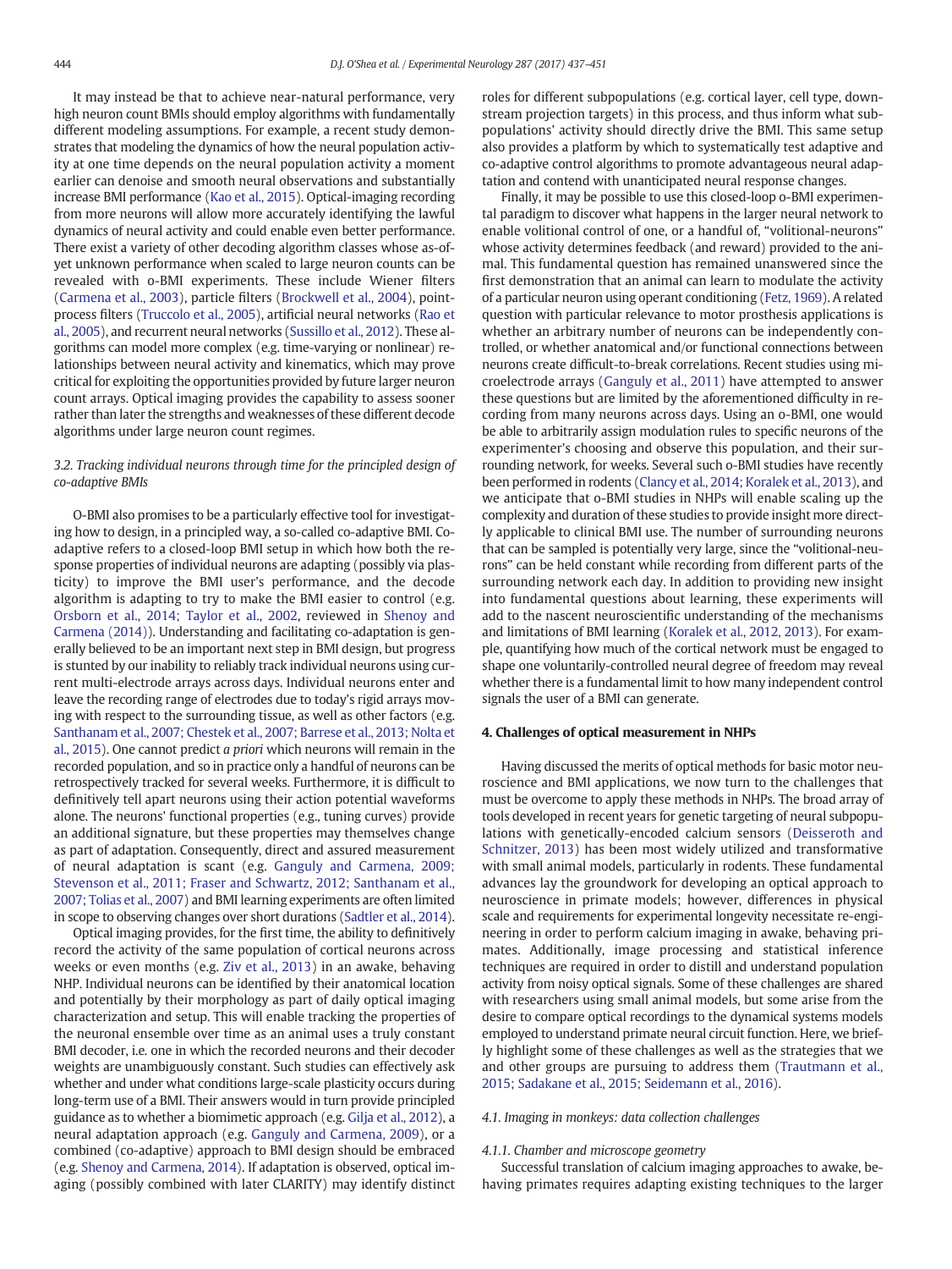It may instead be that to achieve near-natural performance, very high neuron count BMIs should employ algorithms with fundamentally different modeling assumptions. For example, a recent study demonstrates that modeling the dynamics of how the neural population activity at one time depends on the neural population activity a moment earlier can denoise and smooth neural observations and substantially increase BMI performance (Kao et al., 2015). Optical-imaging recording from more neurons will allow more accurately identifying the lawful dynamics of neural activity and could enable even better performance. There exist a variety of other decoding algorithm classes whose as-of-yet unknown performance when scaled to large neuron counts can be revealed with o-BMI experiments. These include Wiener filters (Carmena et al., 2003), particle filters (Brockwell et al., 2004), point-process filters (Truccolo et al., 2005), artificial neural networks (Rao et al., 2005), and recurrent neural networks (Sussillo et al., 2012). These algorithms can model more complex (e.g. time-varying or nonlinear) relationships between neural activity and kinematics, which may prove critical for exploiting the opportunities provided by future larger neuron count arrays. Optical imaging provides the capability to assess sooner rather than later the strengths and weaknesses of these different decode algorithms under large neuron count regimes.

### 3.2. Tracking individual neurons through time for the principled design of co-adaptive BMIs

O-BMI also promises to be a particularly effective tool for investigating how to design, in a principled way, a so-called co-adaptive BMI. Co-adaptive refers to a closed-loop BMI setup in which how both the response properties of individual neurons are adapting (possibly via plasticity) to improve the BMI user's performance, and the decode algorithm is adapting to try to make the BMI easier to control (e.g. Orsborn et al., 2014; Taylor et al., 2002, reviewed in Shenoy and Carmena (2014)). Understanding and facilitating co-adaptation is generally believed to be an important next step in BMI design, but progress is stunted by our inability to reliably track individual neurons using current multi-electrode arrays across days. Individual neurons enter and leave the recording range of electrodes due to today's rigid arrays moving with respect to the surrounding tissue, as well as other factors (e.g. Santhanam et al., 2007; Chestek et al., 2007; Barrese et al., 2013; Nolta et al., 2015). One cannot predict *a priori* which neurons will remain in the recorded population, and so in practice only a handful of neurons can be retrospectively tracked for several weeks. Furthermore, it is difficult to definitively tell apart neurons using their action potential waveforms alone. The neurons' functional properties (e.g., tuning curves) provide an additional signature, but these properties may themselves change as part of adaptation. Consequently, direct and assured measurement of neural adaptation is scant (e.g. Ganguly and Carmena, 2009; Stevenson et al., 2011; Fraser and Schwartz, 2012; Santhanam et al., 2007; Tolias et al., 2007) and BMI learning experiments are often limited in scope to observing changes over short durations (Sadtler et al., 2014).

Optical imaging provides, for the first time, the ability to definitively record the activity of the same population of cortical neurons across weeks or even months (e.g. Ziv et al., 2013) in an awake, behaving NHP. Individual neurons can be identified by their anatomical location and potentially by their morphology as part of daily optical imaging characterization and setup. This will enable tracking the properties of the neuronal ensemble over time as an animal uses a truly constant BMI decoder, i.e. one in which the recorded neurons and their decoder weights are unambiguously constant. Such studies can effectively ask whether and under what conditions large-scale plasticity occurs during long-term use of a BMI. Their answers would in turn provide principled guidance as to whether a biomimetic approach (e.g. Gilja et al., 2012), a neural adaptation approach (e.g. Ganguly and Carmena, 2009), or a combined (co-adaptive) approach to BMI design should be embraced (e.g. Shenoy and Carmena, 2014). If adaptation is observed, optical imaging (possibly combined with later CLARITY) may identify distinct roles for different subpopulations (e.g. cortical layer, cell type, downstream projection targets) in this process, and thus inform what subpopulations' activity should directly drive the BMI. This same setup also provides a platform by which to systematically test adaptive and co-adaptive control algorithms to promote advantageous neural adaptation and contend with unanticipated neural response changes.

Finally, it may be possible to use this closed-loop o-BMI experimental paradigm to discover what happens in the larger neural network to enable volitional control of one, or a handful of, "volitional-neurons" whose activity determines feedback (and reward) provided to the animal. This fundamental question has remained unanswered since the first demonstration that an animal can learn to modulate the activity of a particular neuron using operant conditioning (Fetz, 1969). A related question with particular relevance to motor prosthesis applications is whether an arbitrary number of neurons can be independently controlled, or whether anatomical and/or functional connections between neurons create difficult-to-break correlations. Recent studies using microelectrode arrays (Ganguly et al., 2011) have attempted to answer these questions but are limited by the aforementioned difficulty in recording from many neurons across days. Using an o-BMI, one would be able to arbitrarily assign modulation rules to specific neurons of the experimenter's choosing and observe this population, and their surrounding network, for weeks. Several such o-BMI studies have recently been performed in rodents (Clancy et al., 2014; Koralek et al., 2013), and we anticipate that o-BMI studies in NHPs will enable scaling up the complexity and duration of these studies to provide insight more directly applicable to clinical BMI use. The number of surrounding neurons that can be sampled is potentially very large, since the "volitional-neurons" can be held constant while recording from different parts of the surrounding network each day. In addition to providing new insight into fundamental questions about learning, these experiments will add to the nascent neuroscientific understanding of the mechanisms and limitations of BMI learning (Koralek et al., 2012, 2013). For example, quantifying how much of the cortical network must be engaged to shape one voluntarily-controlled neural degree of freedom may reveal whether there is a fundamental limit to how many independent control signals the user of a BMI can generate.

## 4. Challenges of optical measurement in NHPs

Having discussed the merits of optical methods for basic motor neuroscience and BMI applications, we now turn to the challenges that must be overcome to apply these methods in NHPs. The broad array of tools developed in recent years for genetic targeting of neural subpopulations with genetically-encoded calcium sensors (Deisseroth and Schnitzer, 2013) has been most widely utilized and transformative with small animal models, particularly in rodents. These fundamental advances lay the groundwork for developing an optical approach to neuroscience in primate models; however, differences in physical scale and requirements for experimental longevity necessitate re-engineering in order to perform calcium imaging in awake, behaving primates. Additionally, image processing and statistical inference techniques are required in order to distill and understand population activity from noisy optical signals. Some of these challenges are shared with researchers using small animal models, but some arise from the desire to compare optical recordings to the dynamical systems models employed to understand primate neural circuit function. Here, we briefly highlight some of these challenges as well as the strategies that we and other groups are pursuing to address them (Trautmann et al., 2015; Sadakane et al., 2015; Seidemann et al., 2016).

### 4.1. Imaging in monkeys: data collection challenges

#### 4.1.1. Chamber and microscope geometry

Successful translation of calcium imaging approaches to awake, behaving primates requires adapting existing techniques to the larger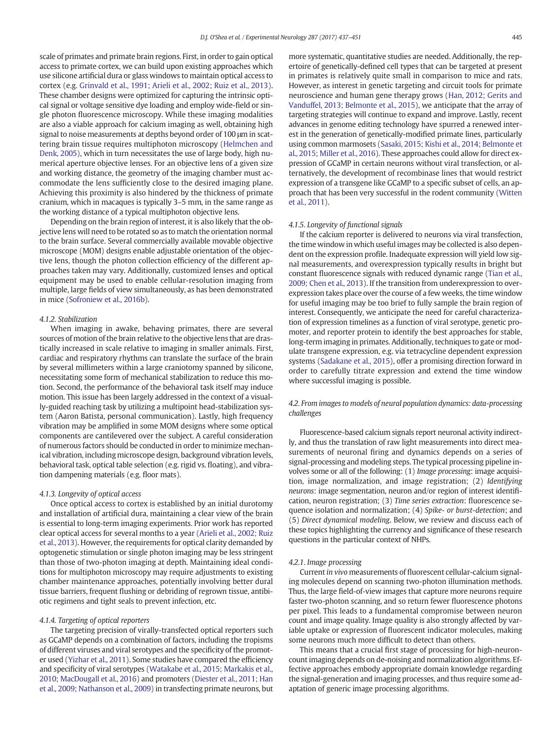scale of primates and primate brain regions. First, in order to gain optical access to primate cortex, we can build upon existing approaches which use silicone artificial dura or glass windows to maintain optical access to cortex (e.g. Grinvald et al., 1991; Arieli et al., 2002; Ruiz et al., 2013). These chamber designs were optimized for capturing the intrinsic optical signal or voltage sensitive dye loading and employ wide-field or single photon fluorescence microscopy. While these imaging modalities are also a viable approach for calcium imaging as well, obtaining high signal to noise measurements at depths beyond order of 100 μm in scattering brain tissue requires multiphoton microscopy (Helmchen and Denk, 2005), which in turn necessitates the use of large body, high numerical aperture objective lenses. For an objective lens of a given size and working distance, the geometry of the imaging chamber must accommodate the lens sufficiently close to the desired imaging plane. Achieving this proximity is also hindered by the thickness of primate cranium, which in macaques is typically 3–5 mm, in the same range as the working distance of a typical multiphoton objective lens.

Depending on the brain region of interest, it is also likely that the objective lens will need to be rotated so as to match the orientation normal to the brain surface. Several commercially available movable objective microscope (MOM) designs enable adjustable orientation of the objective lens, though the photon collection efficiency of the different approaches taken may vary. Additionally, customized lenses and optical equipment may be used to enable cellular-resolution imaging from multiple, large fields of view simultaneously, as has been demonstrated in mice (Sofroniew et al., 2016b).

#### 4.1.2. Stabilization

When imaging in awake, behaving primates, there are several sources of motion of the brain relative to the objective lens that are drastically increased in scale relative to imaging in smaller animals. First, cardiac and respiratory rhythms can translate the surface of the brain by several millimeters within a large craniotomy spanned by silicone, necessitating some form of mechanical stabilization to reduce this motion. Second, the performance of the behavioral task itself may induce motion. This issue has been largely addressed in the context of a visually-guided reaching task by utilizing a multipoint head-stabilization system (Aaron Batista, personal communication). Lastly, high frequency vibration may be amplified in some MOM designs where some optical components are cantilevered over the subject. A careful consideration of numerous factors should be conducted in order to minimize mechanical vibration, including microscope design, background vibration levels, behavioral task, optical table selection (e.g. rigid vs. floating), and vibration dampening materials (e.g. floor mats).

#### 4.1.3. Longevity of optical access

Once optical access to cortex is established by an initial durotomy and installation of artificial dura, maintaining a clear view of the brain is essential to long-term imaging experiments. Prior work has reported clear optical access for several months to a year (Arieli et al., 2002; Ruiz et al., 2013). However, the requirements for optical clarity demanded by optogenetic stimulation or single photon imaging may be less stringent than those of two-photon imaging at depth. Maintaining ideal conditions for multiphoton microscopy may require adjustments to existing chamber maintenance approaches, potentially involving better dural tissue barriers, frequent flushing or debriding of regrown tissue, antibiotic regimens and tight seals to prevent infection, etc.

#### 4.1.4. Targeting of optical reporters

The targeting precision of virally-transfected optical reporters such as GCaMP depends on a combination of factors, including the tropisms of different viruses and viral serotypes and the specificity of the promoter used (Yizhar et al., 2011). Some studies have compared the efficiency and specificity of viral serotypes (Watakabe et al., 2015; Markakis et al., 2010; MacDougall et al., 2016) and promoters (Diester et al., 2011; Han et al., 2009; Nathanson et al., 2009) in transfecting primate neurons, but more systematic, quantitative studies are needed. Additionally, the repertoire of genetically-defined cell types that can be targeted at present in primates is relatively quite small in comparison to mice and rats. However, as interest in genetic targeting and circuit tools for primate neuroscience and human gene therapy grows (Han, 2012; Gerits and Vanduffel, 2013; Belmonte et al., 2015), we anticipate that the array of targeting strategies will continue to expand and improve. Lastly, recent advances in genome editing technology have spurred a renewed interest in the generation of genetically-modified primate lines, particularly using common marmosets (Sasaki, 2015; Kishi et al., 2014; Belmonte et al., 2015; Miller et al., 2016). These approaches could allow for direct expression of GCaMP in certain neurons without viral transfection, or alternatively, the development of recombinase lines that would restrict expression of a transgene like GCaMP to a specific subset of cells, an approach that has been very successful in the rodent community (Witten et al., 2011).

#### 4.1.5. Longevity of functional signals

If the calcium reporter is delivered to neurons via viral transfection, the time window in which useful images may be collected is also dependent on the expression profile. Inadequate expression will yield low signal measurements, and overexpression typically results in bright but constant fluorescence signals with reduced dynamic range (Tian et al., 2009; Chen et al., 2013). If the transition from underexpression to overexpression takes place over the course of a few weeks, the time window for useful imaging may be too brief to fully sample the brain region of interest. Consequently, we anticipate the need for careful characterization of expression timelines as a function of viral serotype, genetic promoter, and reporter protein to identify the best approaches for stable, long-term imaging in primates. Additionally, techniques to gate or modulate transgene expression, e.g. via tetracycline dependent expression systems (Sadakane et al., 2015), offer a promising direction forward in order to carefully titrate expression and extend the time window where successful imaging is possible.

### 4.2. From images to models of neural population dynamics: data-processing challenges

Fluorescence-based calcium signals report neuronal activity indirectly, and thus the translation of raw light measurements into direct measurements of neuronal firing and dynamics depends on a series of signal-processing and modeling steps. The typical processing pipeline involves some or all of the following: (1) *Image processing*: image acquisition, image normalization, and image registration; (2) *Identifying neurons*: image segmentation, neuron and/or region of interest identification, neuron registration; (3) *Time series extraction*: fluorescence sequence isolation and normalization; (4) *Spike- or burst-detection*; and (5) *Direct dynamical modeling*. Below, we review and discuss each of these topics highlighting the currency and significance of these research questions in the particular context of NHPs.

#### 4.2.1. Image processing

Current *in vivo* measurements of fluorescent cellular-calcium signaling molecules depend on scanning two-photon illumination methods. Thus, the large field-of-view images that capture more neurons require faster two-photon scanning, and so return fewer fluorescence photons per pixel. This leads to a fundamental compromise between neuron count and image quality. Image quality is also strongly affected by variable uptake or expression of fluorescent indicator molecules, making some neurons much more difficult to detect than others.

This means that a crucial first stage of processing for high-neuron-count imaging depends on de-noising and normalization algorithms. Effective approaches embody appropriate domain knowledge regarding the signal-generation and imaging processes, and thus require some adaptation of generic image processing algorithms.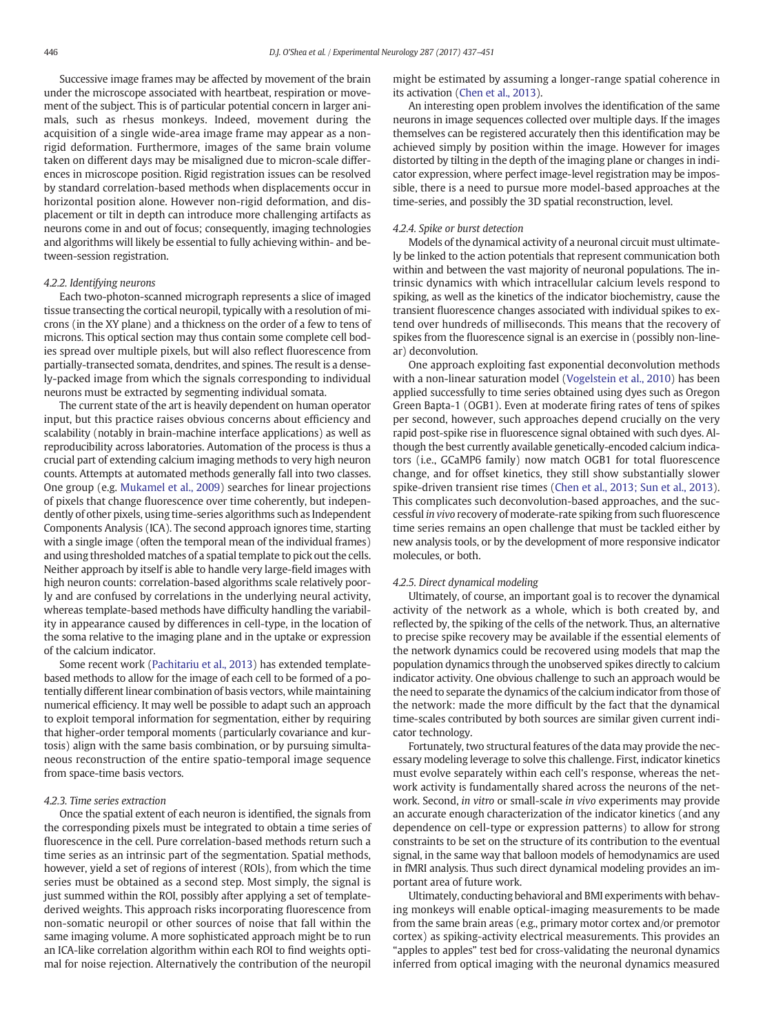Successive image frames may be affected by movement of the brain under the microscope associated with heartbeat, respiration or movement of the subject. This is of particular potential concern in larger animals, such as rhesus monkeys. Indeed, movement during the acquisition of a single wide-area image frame may appear as a non-rigid deformation. Furthermore, images of the same brain volume taken on different days may be misaligned due to micron-scale differences in microscope position. Rigid registration issues can be resolved by standard correlation-based methods when displacements occur in horizontal position alone. However non-rigid deformation, and displacement or tilt in depth can introduce more challenging artifacts as neurons come in and out of focus; consequently, imaging technologies and algorithms will likely be essential to fully achieving within- and between-session registration.

#### 4.2.2. Identifying neurons

Each two-photon-scanned micrograph represents a slice of imaged tissue transecting the cortical neuropil, typically with a resolution of microns (in the XY plane) and a thickness on the order of a few to tens of microns. This optical section may thus contain some complete cell bodies spread over multiple pixels, but will also reflect fluorescence from partially-transected somata, dendrites, and spines. The result is a densely-packed image from which the signals corresponding to individual neurons must be extracted by segmenting individual somata.

The current state of the art is heavily dependent on human operator input, but this practice raises obvious concerns about efficiency and scalability (notably in brain-machine interface applications) as well as reproducibility across laboratories. Automation of the process is thus a crucial part of extending calcium imaging methods to very high neuron counts. Attempts at automated methods generally fall into two classes. One group (e.g. Mukamel et al., 2009) searches for linear projections of pixels that change fluorescence over time coherently, but independently of other pixels, using time-series algorithms such as Independent Components Analysis (ICA). The second approach ignores time, starting with a single image (often the temporal mean of the individual frames) and using thresholded matches of a spatial template to pick out the cells. Neither approach by itself is able to handle very large-field images with high neuron counts: correlation-based algorithms scale relatively poorly and are confused by correlations in the underlying neural activity, whereas template-based methods have difficulty handling the variability in appearance caused by differences in cell-type, in the location of the soma relative to the imaging plane and in the uptake or expression of the calcium indicator.

Some recent work (Pachitariu et al., 2013) has extended template-based methods to allow for the image of each cell to be formed of a potentially different linear combination of basis vectors, while maintaining numerical efficiency. It may well be possible to adapt such an approach to exploit temporal information for segmentation, either by requiring that higher-order temporal moments (particularly covariance and kurtosis) align with the same basis combination, or by pursuing simultaneous reconstruction of the entire spatio-temporal image sequence from space-time basis vectors.

#### 4.2.3. Time series extraction

Once the spatial extent of each neuron is identified, the signals from the corresponding pixels must be integrated to obtain a time series of fluorescence in the cell. Pure correlation-based methods return such a time series as an intrinsic part of the segmentation. Spatial methods, however, yield a set of regions of interest (ROIs), from which the time series must be obtained as a second step. Most simply, the signal is just summed within the ROI, possibly after applying a set of template-derived weights. This approach risks incorporating fluorescence from non-somatic neuropil or other sources of noise that fall within the same imaging volume. A more sophisticated approach might be to run an ICA-like correlation algorithm within each ROI to find weights optimal for noise rejection. Alternatively the contribution of the neuropil might be estimated by assuming a longer-range spatial coherence in its activation (Chen et al., 2013).

An interesting open problem involves the identification of the same neurons in image sequences collected over multiple days. If the images themselves can be registered accurately then this identification may be achieved simply by position within the image. However for images distorted by tilting in the depth of the imaging plane or changes in indicator expression, where perfect image-level registration may be impossible, there is a need to pursue more model-based approaches at the time-series, and possibly the 3D spatial reconstruction, level.

#### 4.2.4. Spike or burst detection

Models of the dynamical activity of a neuronal circuit must ultimately be linked to the action potentials that represent communication both within and between the vast majority of neuronal populations. The intrinsic dynamics with which intracellular calcium levels respond to spiking, as well as the kinetics of the indicator biochemistry, cause the transient fluorescence changes associated with individual spikes to extend over hundreds of milliseconds. This means that the recovery of spikes from the fluorescence signal is an exercise in (possibly non-linear) deconvolution.

One approach exploiting fast exponential deconvolution methods with a non-linear saturation model (Vogelstein et al., 2010) has been applied successfully to time series obtained using dyes such as Oregon Green Bapta-1 (OGB1). Even at moderate firing rates of tens of spikes per second, however, such approaches depend crucially on the very rapid post-spike rise in fluorescence signal obtained with such dyes. Although the best currently available genetically-encoded calcium indicators (i.e., GCaMP6 family) now match OGB1 for total fluorescence change, and for offset kinetics, they still show substantially slower spike-driven transient rise times (Chen et al., 2013; Sun et al., 2013). This complicates such deconvolution-based approaches, and the successful *in vivo* recovery of moderate-rate spiking from such fluorescence time series remains an open challenge that must be tackled either by new analysis tools, or by the development of more responsive indicator molecules, or both.

#### 4.2.5. Direct dynamical modeling

Ultimately, of course, an important goal is to recover the dynamical activity of the network as a whole, which is both created by, and reflected by, the spiking of the cells of the network. Thus, an alternative to precise spike recovery may be available if the essential elements of the network dynamics could be recovered using models that map the population dynamics through the unobserved spikes directly to calcium indicator activity. One obvious challenge to such an approach would be the need to separate the dynamics of the calcium indicator from those of the network: made the more difficult by the fact that the dynamical time-scales contributed by both sources are similar given current indicator technology.

Fortunately, two structural features of the data may provide the necessary modeling leverage to solve this challenge. First, indicator kinetics must evolve separately within each cell's response, whereas the network activity is fundamentally shared across the neurons of the network. Second, *in vitro* or small-scale *in vivo* experiments may provide an accurate enough characterization of the indicator kinetics (and any dependence on cell-type or expression patterns) to allow for strong constraints to be set on the structure of its contribution to the eventual signal, in the same way that balloon models of hemodynamics are used in fMRI analysis. Thus such direct dynamical modeling provides an important area of future work.

Ultimately, conducting behavioral and BMI experiments with behaving monkeys will enable optical-imaging measurements to be made from the same brain areas (e.g., primary motor cortex and/or premotor cortex) as spiking-activity electrical measurements. This provides an "apples to apples" test bed for cross-validating the neuronal dynamics inferred from optical imaging with the neuronal dynamics measured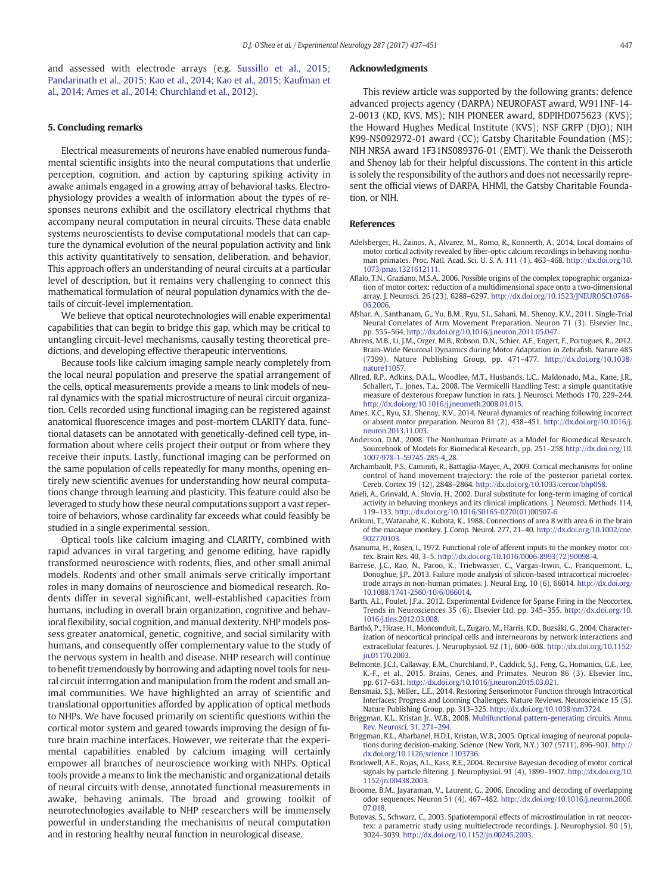and assessed with electrode arrays (e.g. Sussillo et al., 2015; Pandarinath et al., 2015; Kao et al., 2014; Kao et al., 2015; Kaufman et al., 2014; Ames et al., 2014; Churchland et al., 2012).

## 5. Concluding remarks

Electrical measurements of neurons have enabled numerous fundamental scientific insights into the neural computations that underlie perception, cognition, and action by capturing spiking activity in awake animals engaged in a growing array of behavioral tasks. Electrophysiology provides a wealth of information about the types of responses neurons exhibit and the oscillatory electrical rhythms that accompany neural computation in neural circuits. These data enable systems neuroscientists to devise computational models that can capture the dynamical evolution of the neural population activity and link this activity quantitatively to sensation, deliberation, and behavior. This approach offers an understanding of neural circuits at a particular level of description, but it remains very challenging to connect this mathematical formulation of neural population dynamics with the details of circuit-level implementation.

We believe that optical neurotechnologies will enable experimental capabilities that can begin to bridge this gap, which may be critical to untangling circuit-level mechanisms, causally testing theoretical predictions, and developing effective therapeutic interventions.

Because tools like calcium imaging sample nearly completely from the local neural population and preserve the spatial arrangement of the cells, optical measurements provide a means to link models of neural dynamics with the spatial microstructure of neural circuit organization. Cells recorded using functional imaging can be registered against anatomical fluorescence images and post-mortem CLARITY data, functional datasets can be annotated with genetically-defined cell type, information about where cells project their output or from where they receive their inputs. Lastly, functional imaging can be performed on the same population of cells repeatedly for many months, opening entirely new scientific avenues for understanding how neural computations change through learning and plasticity. This feature could also be leveraged to study how these neural computations support a vast repertoire of behaviors, whose cardinality far exceeds what could feasibly be studied in a single experimental session.

Optical tools like calcium imaging and CLARITY, combined with rapid advances in viral targeting and genome editing, have rapidly transformed neuroscience with rodents, flies, and other small animal models. Rodents and other small animals serve critically important roles in many domains of neuroscience and biomedical research. Rodents differ in several significant, well-established capacities from humans, including in overall brain organization, cognitive and behavioral flexibility, social cognition, and manual dexterity. NHP models possess greater anatomical, genetic, cognitive, and social similarity with humans, and consequently offer complementary value to the study of the nervous system in health and disease. NHP research will continue to benefit tremendously by borrowing and adapting novel tools for neural circuit interrogation and manipulation from the rodent and small animal communities. We have highlighted an array of scientific and translational opportunities afforded by application of optical methods to NHPs. We have focused primarily on scientific questions within the cortical motor system and geared towards improving the design of future brain machine interfaces. However, we reiterate that the experimental capabilities enabled by calcium imaging will certainly empower all branches of neuroscience working with NHPs. Optical tools provide a means to link the mechanistic and organizational details of neural circuits with dense, annotated functional measurements in awake, behaving animals. The broad and growing toolkit of neurotechnologies available to NHP researchers will be immensely powerful in understanding the mechanisms of neural computation and in restoring healthy neural function in neurological disease.

## Acknowledgments

This review article was supported by the following grants: defence advanced projects agency (DARPA) NEUROFAST award, W911NF-14-2-0013 (KD, KVS, MS); NIH PIONEER award, 8DPIHD075623 (KVS); the Howard Hughes Medical Institute (KVS); NSF GRFP (DJO); NIH K99-NS092972-01 award (CC); Gatsby Charitable Foundation (MS); NIH NRSA award 1F31NS089376-01 (EMT). We thank the Deisseroth and Shenoy lab for their helpful discussions. The content in this article is solely the responsibility of the authors and does not necessarily represent the official views of DARPA, HHMI, the Gatsby Charitable Foundation, or NIH.

## References

Adelsberger, H., Zainos, A., Alvarez, M., Romo, R., Konnerth, A., 2014. Local domains of motor cortical activity revealed by fiber-optic calcium recordings in behaving nonhuman primates. Proc. Natl. Acad. Sci. U. S. A. 111 (1), 463–468. http://dx.doi.org/10.1073/pnas.1321612111.

Aflalo, T.N., Graziano, M.S.A., 2006. Possible origins of the complex topographic organization of motor cortex: reduction of a multidimensional space onto a two-dimensional array. J. Neurosci. 26 (23), 6288–6297. http://dx.doi.org/10.1523/JNEUROSCI.0768-06.2006.

Afshar, A., Santhanam, G., Yu, B.M., Ryu, S.I., Sahani, M., Shenoy, K.V., 2011. Single-Trial Neural Correlates of Arm Movement Preparation. Neuron 71 (3). Elsevier Inc., pp. 555–564. http://dx.doi.org/10.1016/j.neuron.2011.05.047.

Ahrens, M.B., Li, J.M., Orger, M.B., Robson, D.N., Schier, A.F., Engert, F., Portugues, R., 2012. Brain-Wide Neuronal Dynamics during Motor Adaptation in Zebrafish. Nature 485 (7399). Nature Publishing Group, pp. 471–477. http://dx.doi.org/10.1038/nature11057.

Allred, R.P., Adkins, D.A.L., Woodlee, M.T., Husbands, L.C., Maldonado, M.a., Kane, J.R., Schallert, T., Jones, T.a., 2008. The Vermicelli Handling Test: a simple quantitative measure of dexterous forepaw function in rats. J. Neurosci. Methods 170, 229–244. http://dx.doi.org/10.1016/j.jneumeth.2008.01.015.

Ames, K.C., Ryu, S.I., Shenoy, K.V., 2014. Neural dynamics of reaching following incorrect or absent motor preparation. Neuron 81 (2), 438–451. http://dx.doi.org/10.1016/j.neuron.2013.11.003.

Anderson, D.M., 2008. The Nonhuman Primate as a Model for Biomedical Research. Sourcebook of Models for Biomedical Research, pp. 251–258 http://dx.doi.org/10.1007/978-1-59745-285-4_28.

Archambault, P.S., Caminiti, R., Battaglia-Mayer, A., 2009. Cortical mechanisms for online control of hand movement trajectory: the role of the posterior parietal cortex. Cereb. Cortex 19 (12), 2848–2864. http://dx.doi.org/10.1093/cercor/bhp058.

Arieli, A., Grinvald, A., Slovin, H., 2002. Dural substitute for long-term imaging of cortical activity in behaving monkeys and its clinical implications. J. Neurosci. Methods 114, 119–133. http://dx.doi.org/10.1016/S0165-0270(01)00507-6.

Arikuni, T., Watanabe, K., Kubota, K., 1988. Connections of area 8 with area 6 in the brain of the macaque monkey. J. Comp. Neurol. 277, 21–40. http://dx.doi.org/10.1002/cne.902770103.

Asanuma, H., Rosen, I., 1972. Functional role of afferent inputs to the monkey motor cortex. Brain Res. 40, 3–5. http://dx.doi.org/10.1016/0006-8993(72)90098-4.

Barrese, J.C., Rao, N., Paroo, K., Triebwasser, C., Vargas-Irwin, C., Franquemont, L., Donoghue, J.P., 2013. Failure mode analysis of silicon-based intracortical microelectrode arrays in non-human primates. J. Neural Eng. 10 (6), 66014. http://dx.doi.org/10.1088/1741-2560/10/6/066014.

Barth, A.L., Poulet, J.F.a., 2012. Experimental Evidence for Sparse Firing in the Neocortex. Trends in Neurosciences 35 (6). Elsevier Ltd, pp. 345–355. http://dx.doi.org/10.1016/j.tins.2012.03.008.

Barthó, P., Hirase, H., Monconduit, L., Zugaro, M., Harris, K.D., Buzsáki, G., 2004. Characterization of neocortical principal cells and interneurons by network interactions and extracellular features. J. Neurophysiol. 92 (1), 600–608. http://dx.doi.org/10.1152/jn.01170.2003.

Belmonte, J.C.I., Callaway, E.M., Churchland, P., Caddick, S.J., Feng, G., Homanics, G.E., Lee, K.-F., et al., 2015. Brains, Genes, and Primates. Neuron 86 (3). Elsevier Inc., pp. 617–631. http://dx.doi.org/10.1016/j.neuron.2015.03.021.

Bensmaia, S.J., Miller., L.E., 2014. Restoring Sensorimotor Function through Intracortical Interfaces: Progress and Looming Challenges. Nature Reviews. Neuroscience 15 (5). Nature Publishing Group, pp. 313–325. http://dx.doi.org/10.1038/nrn3724.

Briggman, K.L., Kristan Jr., W.B., 2008. Multifunctional pattern-generating circuits. Annu. Rev. Neurosci. 31, 271–294.

Briggman, K.L., Abarbanel, H.D.I., Kristan, W.B., 2005. Optical imaging of neuronal populations during decision-making. Science (New York, N.Y.) 307 (5711), 896–901. http://dx.doi.org/10.1126/science.1103736.

Brockwell, A.E., Rojas, A.L., Kass, R.E., 2004. Recursive Bayesian decoding of motor cortical signals by particle filtering. J. Neurophysiol. 91 (4), 1899–1907. http://dx.doi.org/10.1152/jn.00438.2003.

Broome, B.M., Jayaraman, V., Laurent, G., 2006. Encoding and decoding of overlapping odor sequences. Neuron 51 (4), 467–482. http://dx.doi.org/10.1016/j.neuron.2006.07.018.

Butovas, S., Schwarz, C., 2003. Spatiotemporal effects of microstimulation in rat neocortex: a parametric study using multielectrode recordings. J. Neurophysiol. 90 (5), 3024–3039. http://dx.doi.org/10.1152/jn.00245.2003.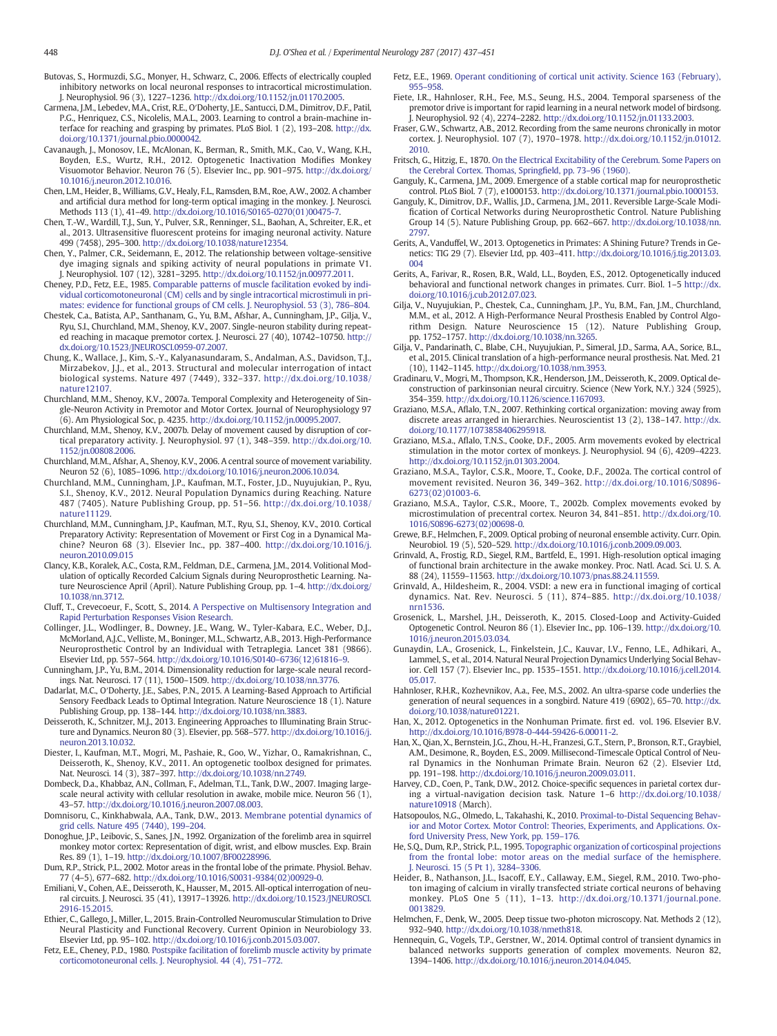Butovas, S., Hormuzdi, S.G., Monyer, H., Schwarz, C., 2006. Effects of electrically coupled inhibitory networks on local neuronal responses to intracortical microstimulation. J. Neurophysiol. 96 (3), 1227–1236. http://dx.doi.org/10.1152/jn.01170.2005.

Carmena, J.M., Lebedev, M.A., Crist, R.E., O'Doherty, J.E., Santucci, D.M., Dimitrov, D.F., Patil, P.G., Henriquez, C.S., Nicolelis, M.A.L., 2003. Learning to control a brain-machine interface for reaching and grasping by primates. PLoS Biol. 1 (2), 193–208. http://dx.doi.org/10.1371/journal.pbio.0000042.

Cavanaugh, J., Monosov, I.E., McAlonan, K., Berman, R., Smith, M.K., Cao, V., Wang, K.H., Boyden, E.S., Wurtz, R.H., 2012. Optogenetic Inactivation Modifies Monkey Visuomotor Behavior. Neuron 76 (5). Elsevier Inc., pp. 901–975. http://dx.doi.org/10.1016/j.neuron.2012.10.016.

Chen, L.M., Heider, B., Williams, G.V., Healy, F.L., Ramsden, B.M., Roe, A.W., 2002. A chamber and artificial dura method for long-term optical imaging in the monkey. J. Neurosci. Methods 113 (1), 41–49. http://dx.doi.org/10.1016/S0165-0270(01)00475-7.

Chen, T.-W., Wardill, T.J., Sun, Y., Pulver, S.R., Renninger, S.L., Baohan, A., Schreiter, E.R., et al., 2013. Ultrasensitive fluorescent proteins for imaging neuronal activity. Nature 499 (7458), 295–300. http://dx.doi.org/10.1038/nature12354.

Chen, Y., Palmer, C.R., Seidemann, E., 2012. The relationship between voltage-sensitive dye imaging signals and spiking activity of neural populations in primate V1. J. Neurophysiol. 107 (12), 3281–3295. http://dx.doi.org/10.1152/jn.00977.2011.

Cheney, P.D., Fetz, E.E., 1985. Comparable patterns of muscle facilitation evoked by individual corticomotoneuronal (CM) cells and by single intracortical microstimuli in primates: evidence for functional groups of CM cells. J. Neurophysiol. 53 (3), 786–804.

Chestek, C.a., Batista, A.P., Santhanam, G., Yu, B.M., Afshar, A., Cunningham, J.P., Gilja, V., Ryu, S.I., Churchland, M.M., Shenoy, K.V., 2007. Single-neuron stability during repeated reaching in macaque premotor cortex. J. Neurosci. 27 (40), 10742–10750. http://dx.doi.org/10.1523/JNEUROSCI.0959-07.2007.

Chung, K., Wallace, J., Kim, S.-Y., Kalyanasundaram, S., Andalman, A.S., Davidson, T.J., Mirzabekov, J.J., et al., 2013. Structural and molecular interrogation of intact biological systems. Nature 497 (7449), 332–337. http://dx.doi.org/10.1038/nature12107.

Churchland, M.M., Shenoy, K.V., 2007a. Temporal Complexity and Heterogeneity of Single-Neuron Activity in Premotor and Motor Cortex. Journal of Neurophysiology 97 (6). Am Physiological Soc, p. 4235. http://dx.doi.org/10.1152/jn.00095.2007.

Churchland, M.M., Shenoy, K.V., 2007b. Delay of movement caused by disruption of cortical preparatory activity. J. Neurophysiol. 97 (1), 348–359. http://dx.doi.org/10.1152/jn.00808.2006.

Churchland, M.M., Afshar, A., Shenoy, K.V., 2006. A central source of movement variability. Neuron 52 (6), 1085–1096. http://dx.doi.org/10.1016/j.neuron.2006.10.034.

Churchland, M.M., Cunningham, J.P., Kaufman, M.T., Foster, J.D., Nuyujukian, P., Ryu, S.I., Shenoy, K.V., 2012. Neural Population Dynamics during Reaching. Nature 487 (7405). Nature Publishing Group, pp. 51–56. http://dx.doi.org/10.1038/nature11129.

Churchland, M.M., Cunningham, J.P., Kaufman, M.T., Ryu, S.I., Shenoy, K.V., 2010. Cortical Preparatory Activity: Representation of Movement or First Cog in a Dynamical Machine? Neuron 68 (3). Elsevier Inc., pp. 387–400. http://dx.doi.org/10.1016/j.neuron.2010.09.015

Clancy, K.B., Koralek, A.C., Costa, R.M., Feldman, D.E., Carmena, J.M., 2014. Volitional Modulation of optically Recorded Calcium Signals during Neuroprosthetic Learning. Nature Neuroscience April (April). Nature Publishing Group, pp. 1–4. http://dx.doi.org/10.1038/nn.3712.

Cluff, T., Crevecoeur, F., Scott, S., 2014. A Perspective on Multisensory Integration and Rapid Perturbation Responses Vision Research.

Collinger, J.L., Wodlinger, B., Downey, J.E., Wang, W., Tyler-Kabara, E.C., Weber, D.J., McMorland, A.J.C., Velliste, M., Boninger, M.L., Schwartz, A.B., 2013. High-Performance Neuroprosthetic Control by an Individual with Tetraplegia. Lancet 381 (9866). Elsevier Ltd, pp. 557–564. http://dx.doi.org/10.1016/S0140-6736(12)61816-9.

Cunningham, J.P., Yu, B.M., 2014. Dimensionality reduction for large-scale neural recordings. Nat. Neurosci. 17 (11), 1500–1509. http://dx.doi.org/10.1038/nn.3776.

Dadarlat, M.C., O'Doherty, J.E., Sabes, P.N., 2015. A Learning-Based Approach to Artificial Sensory Feedback Leads to Optimal Integration. Nature Neuroscience 18 (1). Nature Publishing Group, pp. 138–144. http://dx.doi.org/10.1038/nn.3883.

Deisseroth, K., Schnitzer, M.J., 2013. Engineering Approaches to Illuminating Brain Structure and Dynamics. Neuron 80 (3). Elsevier, pp. 568–577. http://dx.doi.org/10.1016/j.neuron.2013.10.032.

Diester, I., Kaufman, M.T., Mogri, M., Pashaie, R., Goo, W., Yizhar, O., Ramakrishnan, C., Deisseroth, K., Shenoy, K.V., 2011. An optogenetic toolbox designed for primates. Nat. Neurosci. 14 (3), 387–397. http://dx.doi.org/10.1038/nn.2749.

Dombeck, D.a., Khabbaz, A.N., Collman, F., Adelman, T.L., Tank, D.W., 2007. Imaging large-scale neural activity with cellular resolution in awake, mobile mice. Neuron 56 (1), 43–57. http://dx.doi.org/10.1016/j.neuron.2007.08.003.

Domnisoru, C., Kinkhabwala, A.A., Tank, D.W., 2013. Membrane potential dynamics of grid cells. Nature 495 (7440), 199–204.

Donoghue, J.P., Leibovic, S., Sanes, J.N., 1992. Organization of the forelimb area in squirrel monkey motor cortex: Representation of digit, wrist, and elbow muscles. Exp. Brain Res. 89 (1), 1–19. http://dx.doi.org/10.1007/BF00228996.

Dum, R.P., Strick, P.L., 2002. Motor areas in the frontal lobe of the primate. Physiol. Behav. 77 (4–5), 677–682. http://dx.doi.org/10.1016/S0031-9384(02)00929-0.

Emiliani, V., Cohen, A.E., Deisseroth, K., Hausser, M., 2015. All-optical interrogation of neural circuits. J. Neurosci. 35 (41), 13917–13926. http://dx.doi.org/10.1523/JNEUROSCI.2916-15.2015.

Ethier, C., Gallego, J., Miller, L., 2015. Brain-Controlled Neuromuscular Stimulation to Drive Neural Plasticity and Functional Recovery. Current Opinion in Neurobiology 33. Elsevier Ltd, pp. 95–102. http://dx.doi.org/10.1016/j.conb.2015.03.007.

Fetz, E.E., Cheney, P.D., 1980. Postspike facilitation of forelimb muscle activity by primate corticomotoneuronal cells. J. Neurophysiol. 44 (4), 751–772.

Fetz, E.E., 1969. Operant conditioning of cortical unit activity. Science 163 (February), 955–958.

Fiete, I.R., Hahnloser, R.H., Fee, M.S., Seung, H.S., 2004. Temporal sparseness of the premotor drive is important for rapid learning in a neural network model of birdsong. J. Neurophysiol. 92 (4), 2274–2282. http://dx.doi.org/10.1152/jn.01133.2003.

Fraser, G.W., Schwartz, A.B., 2012. Recording from the same neurons chronically in motor cortex. J. Neurophysiol. 107 (7), 1970–1978. http://dx.doi.org/10.1152/jn.01012.2010.

Fritsch, G., Hitzig, E., 1870. On the Electrical Excitability of the Cerebrum. Some Papers on the Cerebral Cortex. Thomas, Springfield, pp. 73–96 (1960).

Ganguly, K., Carmena, J.M., 2009. Emergence of a stable cortical map for neuroprosthetic control. PLoS Biol. 7 (7), e1000153. http://dx.doi.org/10.1371/journal.pbio.1000153.

Ganguly, K., Dimitrov, D.F., Wallis, J.D., Carmena, J.M., 2011. Reversible Large-Scale Modification of Cortical Networks during Neuroprosthetic Control. Nature Publishing Group 14 (5). Nature Publishing Group, pp. 662–667. http://dx.doi.org/10.1038/nn.2797.

Gerits, A., Vanduffel, W., 2013. Optogenetics in Primates: A Shining Future? Trends in Genetics: TIG 29 (7). Elsevier Ltd, pp. 403–411. http://dx.doi.org/10.1016/j.tig.2013.03.004

Gerits, A., Farivar, R., Rosen, B.R., Wald, L.L., Boyden, E.S., 2012. Optogenetically induced behavioral and functional network changes in primates. Curr. Biol. 1–5 http://dx.doi.org/10.1016/j.cub.2012.07.023.

Gilja, V., Nuyujukian, P., Chestek, C.a., Cunningham, J.P., Yu, B.M., Fan, J.M., Churchland, M.M., et al., 2012. A High-Performance Neural Prosthesis Enabled by Control Algorithm Design. Nature Neuroscience 15 (12). Nature Publishing Group, pp. 1752–1757. http://dx.doi.org/10.1038/nn.3265.

Gilja, V., Pandarinath, C., Blabe, C.H., Nuyujukian, P., Simeral, J.D., Sarma, A.A., Sorice, B.L., et al., 2015. Clinical translation of a high-performance neural prosthesis. Nat. Med. 21 (10), 1142–1145. http://dx.doi.org/10.1038/nm.3953.

Gradinaru, V., Mogri, M., Thompson, K.R., Henderson, J.M., Deisseroth, K., 2009. Optical deconstruction of parkinsonian neural circuitry. Science (New York, N.Y.) 324 (5925), 354–359. http://dx.doi.org/10.1126/science.1167093.

Graziano, M.S.A., Aflalo, T.N., 2007. Rethinking cortical organization: moving away from discrete areas arranged in hierarchies. Neuroscientist 13 (2), 138–147. http://dx.doi.org/10.1177/1073858406295918.

Graziano, M.S.a., Aflalo, T.N.S., Cooke, D.F., 2005. Arm movements evoked by electrical stimulation in the motor cortex of monkeys. J. Neurophysiol. 94 (6), 4209–4223. http://dx.doi.org/10.1152/jn.01303.2004.

Graziano, M.S.A., Taylor, C.S.R., Moore, T., Cooke, D.F., 2002a. The cortical control of movement revisited. Neuron 36, 349–362. http://dx.doi.org/10.1016/S0896-6273(02)01003-6.

Graziano, M.S.A., Taylor, C.S.R., Moore, T., 2002b. Complex movements evoked by microstimulation of precentral cortex. Neuron 34, 841–851. http://dx.doi.org/10.1016/S0896-6273(02)00698-0.

Grewe, B.F., Helmchen, F., 2009. Optical probing of neuronal ensemble activity. Curr. Opin. Neurobiol. 19 (5), 520–529. http://dx.doi.org/10.1016/j.conb.2009.09.003.

Grinvald, A., Frostig, R.D., Siegel, R.M., Bartfeld, E., 1991. High-resolution optical imaging of functional brain architecture in the awake monkey. Proc. Natl. Acad. Sci. U. S. A. 88 (24), 11559–11563. http://dx.doi.org/10.1073/pnas.88.24.11559.

Grinvald, A., Hildesheim, R., 2004. VSDI: a new era in functional imaging of cortical dynamics. Nat. Rev. Neurosci. 5 (11), 874–885. http://dx.doi.org/10.1038/nrn1536.

Grosenick, L., Marshel, J.H., Deisseroth, K., 2015. Closed-Loop and Activity-Guided Optogenetic Control. Neuron 86 (1). Elsevier Inc., pp. 106–139. http://dx.doi.org/10.1016/j.neuron.2015.03.034.

Gunaydin, L.A., Grosenick, L., Finkelstein, J.C., Kauvar, I.V., Fenno, L.E., Adhikari, A., Lammel, S., et al., 2014. Natural Neural Projection Dynamics Underlying Social Behavior. Cell 157 (7). Elsevier Inc., pp. 1535–1551. http://dx.doi.org/10.1016/j.cell.2014.05.017.

Hahnloser, R.H.R., Kozhevnikov, A.a., Fee, M.S., 2002. An ultra-sparse code underlies the generation of neural sequences in a songbird. Nature 419 (6902), 65–70. http://dx.doi.org/10.1038/nature01221.

Han, X., 2012. Optogenetics in the Nonhuman Primate. first ed. vol. 196. Elsevier B.V. http://dx.doi.org/10.1016/B978-0-444-59426-6.00011-2.

Han, X., Qian, X., Bernstein, J.G., Zhou, H.-H., Franzesi, G.T., Stern, P., Bronson, R.T., Graybiel, A.M., Desimone, R., Boyden, E.S., 2009. Millisecond-Timescale Optical Control of Neural Dynamics in the Nonhuman Primate Brain. Neuron 62 (2). Elsevier Ltd, pp. 191–198. http://dx.doi.org/10.1016/j.neuron.2009.03.011.

Harvey, C.D., Coen, P., Tank, D.W., 2012. Choice-specific sequences in parietal cortex during a virtual-navigation decision task. Nature 1–6 http://dx.doi.org/10.1038/nature10918 (March).

Hatsopoulos, N.G., Olmedo, L., Takahashi, K., 2010. Proximal-to-Distal Sequencing Behavior and Motor Cortex. Motor Control: Theories, Experiments, and Applications. Oxford University Press, New York, pp. 159–176.

He, S.Q., Dum, R.P., Strick, P.L., 1995. Topographic organization of corticospinal projections from the frontal lobe: motor areas on the medial surface of the hemisphere. J. Neurosci. 15 (5 Pt 1), 3284–3306.

Heider, B., Nathanson, J.L., Isacoff, E.Y., Callaway, E.M., Siegel, R.M., 2010. Two-photon imaging of calcium in virally transfected striate cortical neurons of behaving monkey. PLoS One 5 (11), 1–13. http://dx.doi.org/10.1371/journal.pone.0013829.

Helmchen, F., Denk, W., 2005. Deep tissue two-photon microscopy. Nat. Methods 2 (12), 932–940. http://dx.doi.org/10.1038/nmeth818.

Hennequin, G., Vogels, T.P., Gerstner, W., 2014. Optimal control of transient dynamics in balanced networks supports generation of complex movements. Neuron 82, 1394–1406. http://dx.doi.org/10.1016/j.neuron.2014.04.045.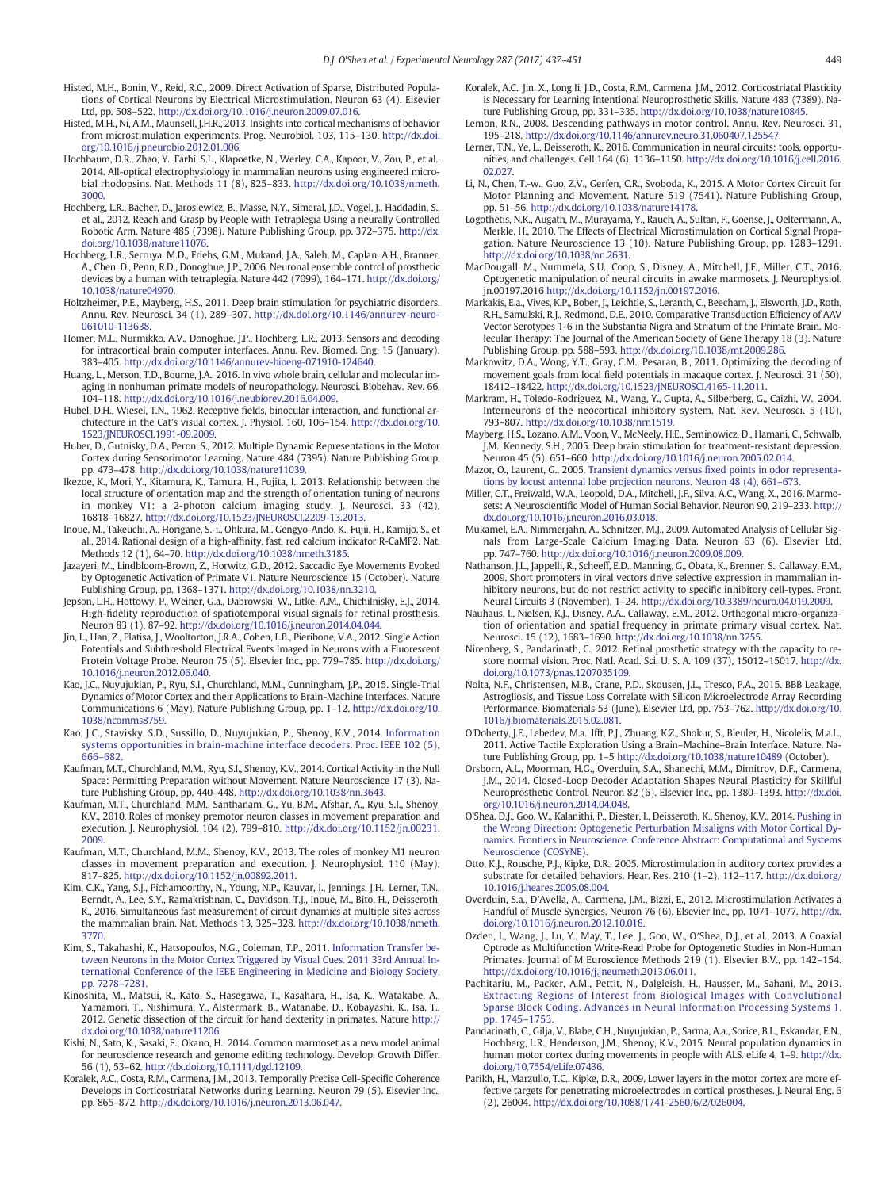Histed, M.H., Bonin, V., Reid, R.C., 2009. Direct Activation of Sparse, Distributed Populations of Cortical Neurons by Electrical Microstimulation. Neuron 63 (4). Elsevier Ltd, pp. 508–522. http://dx.doi.org/10.1016/j.neuron.2009.07.016.

Histed, M.H., Ni, A.M., Maunsell, J.H.R., 2013. Insights into cortical mechanisms of behavior from microstimulation experiments. Prog. Neurobiol. 103, 115–130. http://dx.doi.org/10.1016/j.pneurobio.2012.01.006.

Hochbaum, D.R., Zhao, Y., Farhi, S.L., Klapoetke, N., Werley, C.A., Kapoor, V., Zou, P., et al., 2014. All-optical electrophysiology in mammalian neurons using engineered microbial rhodopsins. Nat. Methods 11 (8), 825–833. http://dx.doi.org/10.1038/nmeth.3000.

Hochberg, L.R., Bacher, D., Jarosiewicz, B., Masse, N.Y., Simeral, J.D., Vogel, J., Haddadin, S., et al., 2012. Reach and Grasp by People with Tetraplegia Using a neurally Controlled Robotic Arm. Nature 485 (7398). Nature Publishing Group, pp. 372–375. http://dx.doi.org/10.1038/nature11076.

Hochberg, L.R., Serruya, M.D., Friehs, G.M., Mukand, J.A., Saleh, M., Caplan, A.H., Branner, A., Chen, D., Penn, R.D., Donoghue, J.P., 2006. Neuronal ensemble control of prosthetic devices by a human with tetraplegia. Nature 442 (7099), 164–171. http://dx.doi.org/10.1038/nature04970.

Holtzheimer, P.E., Mayberg, H.S., 2011. Deep brain stimulation for psychiatric disorders. Annu. Rev. Neurosci. 34 (1), 289–307. http://dx.doi.org/10.1146/annurev-neuro-061010-113638.

Homer, M.L., Nurmikko, A.V., Donoghue, J.P., Hochberg, L.R., 2013. Sensors and decoding for intracortical brain computer interfaces. Annu. Rev. Biomed. Eng. 15 (January), 383–405. http://dx.doi.org/10.1146/annurev-bioeng-071910-124640.

Huang, L., Merson, T.D., Bourne, J.A., 2016. In vivo whole brain, cellular and molecular imaging in nonhuman primate models of neuropathology. Neurosci. Biobehav. Rev. 66, 104–118. http://dx.doi.org/10.1016/j.neubiorev.2016.04.009.

Hubel, D.H., Wiesel, T.N., 1962. Receptive fields, binocular interaction, and functional architecture in the Cat's visual cortex. J. Physiol. 160, 106–154. http://dx.doi.org/10.1523/JNEUROSCI.1991-09.2009.

Huber, D., Gutnisky, D.A., Peron, S., 2012. Multiple Dynamic Representations in the Motor Cortex during Sensorimotor Learning. Nature 484 (7395). Nature Publishing Group, pp. 473–478. http://dx.doi.org/10.1038/nature11039.

Ikezoe, K., Mori, Y., Kitamura, K., Tamura, H., Fujita, I., 2013. Relationship between the local structure of orientation map and the strength of orientation tuning of neurons in monkey V1: a 2-photon calcium imaging study. J. Neurosci. 33 (42), 16818–16827. http://dx.doi.org/10.1523/JNEUROSCI.2209-13.2013.

Inoue, M., Takeuchi, A., Horigane, S.-i., Ohkura, M., Gengyo-Ando, K., Fujii, H., Kamijo, S., et al., 2014. Rational design of a high-affinity, fast, red calcium indicator R-CaMP2. Nat. Methods 12 (1), 64–70. http://dx.doi.org/10.1038/nmeth.3185.

Jazayeri, M., Lindbloom-Brown, Z., Horwitz, G.D., 2012. Saccadic Eye Movements Evoked by Optogenetic Activation of Primate V1. Nature Neuroscience 15 (October). Nature Publishing Group, pp. 1368–1371. http://dx.doi.org/10.1038/nn.3210.

Jepson, L.H., Hottowy, P., Weiner, G.a., Dabrowski, W., Litke, A.M., Chichilnisky, E.J., 2014. High-fidelity reproduction of spatiotemporal visual signals for retinal prosthesis. Neuron 83 (1), 87–92. http://dx.doi.org/10.1016/j.neuron.2014.04.044.

Jin, L., Han, Z., Platisa, J., Wooltorton, J.R.A., Cohen, L.B., Pieribone, V.A., 2012. Single Action Potentials and Subthreshold Electrical Events Imaged in Neurons with a Fluorescent Protein Voltage Probe. Neuron 75 (5). Elsevier Inc., pp. 779–785. http://dx.doi.org/10.1016/j.neuron.2012.06.040.

Kao, J.C., Nuyujukian, P., Ryu, S.I., Churchland, M.M., Cunningham, J.P., 2015. Single-Trial Dynamics of Motor Cortex and their Applications to Brain-Machine Interfaces. Nature Communications 6 (May). Nature Publishing Group, pp. 1–12. http://dx.doi.org/10.1038/ncomms8759.

Kao, J.C., Stavisky, S.D., Sussillo, D., Nuyujukian, P., Shenoy, K.V., 2014. Information systems opportunities in brain-machine interface decoders. Proc. IEEE 102 (5), 666–682.

Kaufman, M.T., Churchland, M.M., Ryu, S.I., Shenoy, K.V., 2014. Cortical Activity in the Null Space: Permitting Preparation without Movement. Nature Neuroscience 17 (3). Nature Publishing Group, pp. 440–448. http://dx.doi.org/10.1038/nn.3643.

Kaufman, M.T., Churchland, M.M., Santhanam, G., Yu, B.M., Afshar, A., Ryu, S.I., Shenoy, K.V., 2010. Roles of monkey premotor neuron classes in movement preparation and execution. J. Neurophysiol. 104 (2), 799–810. http://dx.doi.org/10.1152/jn.00231.2009.

Kaufman, M.T., Churchland, M.M., Shenoy, K.V., 2013. The roles of monkey M1 neuron classes in movement preparation and execution. J. Neurophysiol. 110 (May), 817–825. http://dx.doi.org/10.1152/jn.00892.2011.

Kim, C.K., Yang, S.J., Pichamoorthy, N., Young, N.P., Kauvar, I., Jennings, J.H., Lerner, T.N., Berndt, A., Lee, S.Y., Ramakrishnan, C., Davidson, T.J., Inoue, M., Bito, H., Deisseroth, K., 2016. Simultaneous fast measurement of circuit dynamics at multiple sites across the mammalian brain. Nat. Methods 13, 325–328. http://dx.doi.org/10.1038/nmeth.3770.

Kim, S., Takahashi, K., Hatsopoulos, N.G., Coleman, T.P., 2011. Information Transfer between Neurons in the Motor Cortex Triggered by Visual Cues. 2011 33rd Annual International Conference of the IEEE Engineering in Medicine and Biology Society, pp. 7278–7281.

Kinoshita, M., Matsui, R., Kato, S., Hasegawa, T., Kasahara, H., Isa, K., Watakabe, A., Yamamori, T., Nishimura, Y., Alstermark, B., Watanabe, D., Kobayashi, K., Isa, T., 2012. Genetic dissection of the circuit for hand dexterity in primates. Nature http://dx.doi.org/10.1038/nature11206.

Kishi, N., Sato, K., Sasaki, E., Okano, H., 2014. Common marmoset as a new model animal for neuroscience research and genome editing technology. Develop. Growth Differ. 56 (1), 53–62. http://dx.doi.org/10.1111/dgd.12109.

Koralek, A.C., Costa, R.M., Carmena, J.M., 2013. Temporally Precise Cell-Specific Coherence Develops in Corticostriatal Networks during Learning. Neuron 79 (5). Elsevier Inc., pp. 865–872. http://dx.doi.org/10.1016/j.neuron.2013.06.047.

Koralek, A.C., Jin, X., Long Ii, J.D., Costa, R.M., Carmena, J.M., 2012. Corticostriatal Plasticity is Necessary for Learning Intentional Neuroprosthetic Skills. Nature 483 (7389). Nature Publishing Group, pp. 331–335. http://dx.doi.org/10.1038/nature10845.

Lemon, R.N., 2008. Descending pathways in motor control. Annu. Rev. Neurosci. 31, 195–218. http://dx.doi.org/10.1146/annurev.neuro.31.060407.125547.

Lerner, T.N., Ye, L., Deisseroth, K., 2016. Communication in neural circuits: tools, opportunities, and challenges. Cell 164 (6), 1136–1150. http://dx.doi.org/10.1016/j.cell.2016.02.027.

Li, N., Chen, T.-w., Guo, Z.V., Gerfen, C.R., Svoboda, K., 2015. A Motor Cortex Circuit for Motor Planning and Movement. Nature 519 (7541). Nature Publishing Group, pp. 51–56. http://dx.doi.org/10.1038/nature14178.

Logothetis, N.K., Augath, M., Murayama, Y., Rauch, A., Sultan, F., Goense, J., Oeltermann, A., Merkle, H., 2010. The Effects of Electrical Microstimulation on Cortical Signal Propagation. Nature Neuroscience 13 (10). Nature Publishing Group, pp. 1283–1291. http://dx.doi.org/10.1038/nn.2631.

MacDougall, M., Nummela, S.U., Coop, S., Disney, A., Mitchell, J.F., Miller, C.T., 2016. Optogenetic manipulation of neural circuits in awake marmosets. J. Neurophysiol. jn.00197.2016 http://dx.doi.org/10.1152/jn.00197.2016.

Markakis, E.a., Vives, K.P., Bober, J., Leichtle, S., Leranth, C., Beecham, J., Elsworth, J.D., Roth, R.H., Samulski, R.J., Redmond, D.E., 2010. Comparative Transduction Efficiency of AAV Vector Serotypes 1-6 in the Substantia Nigra and Striatum of the Primate Brain. Molecular Therapy: The Journal of the American Society of Gene Therapy 18 (3). Nature Publishing Group, pp. 588–593. http://dx.doi.org/10.1038/mt.2009.286.

Markowitz, D.A., Wong, Y.T., Gray, C.M., Pesaran, B., 2011. Optimizing the decoding of movement goals from local field potentials in macaque cortex. J. Neurosci. 31 (50), 18412–18422. http://dx.doi.org/10.1523/JNEUROSCI.4165-11.2011.

Markram, H., Toledo-Rodriguez, M., Wang, Y., Gupta, A., Silberberg, G., Caizhi, W., 2004. Interneurons of the neocortical inhibitory system. Nat. Rev. Neurosci. 5 (10), 793–807. http://dx.doi.org/10.1038/nrn1519.

Mayberg, H.S., Lozano, A.M., Voon, V., McNeely, H.E., Seminowicz, D., Hamani, C., Schwalb, J.M., Kennedy, S.H., 2005. Deep brain stimulation for treatment-resistant depression. Neuron 45 (5), 651–660. http://dx.doi.org/10.1016/j.neuron.2005.02.014.

Mazor, O., Laurent, G., 2005. Transient dynamics versus fixed points in odor representations by locust antennal lobe projection neurons. Neuron 48 (4), 661–673.

Miller, C.T., Freiwald, W.A., Leopold, D.A., Mitchell, J.F., Silva, A.C., Wang, X., 2016. Marmosets: A Neuroscientific Model of Human Social Behavior. Neuron 90, 219–233. http://dx.doi.org/10.1016/j.neuron.2016.03.018.

Mukamel, E.A., Nimmerjahn, A., Schnitzer, M.J., 2009. Automated Analysis of Cellular Signals from Large-Scale Calcium Imaging Data. Neuron 63 (6). Elsevier Ltd, pp. 747–760. http://dx.doi.org/10.1016/j.neuron.2009.08.009.

Nathanson, J.L., Jappelli, R., Scheeff, E.D., Manning, G., Obata, K., Brenner, S., Callaway, E.M., 2009. Short promoters in viral vectors drive selective expression in mammalian inhibitory neurons, but do not restrict activity to specific inhibitory cell-types. Front. Neural Circuits 3 (November), 1–24. http://dx.doi.org/10.3389/neuro.04.019.2009.

Nauhaus, I., Nielsen, K.J., Disney, A.A., Callaway, E.M., 2012. Orthogonal micro-organization of orientation and spatial frequency in primate primary visual cortex. Nat. Neurosci. 15 (12), 1683–1690. http://dx.doi.org/10.1038/nn.3255.

Nirenberg, S., Pandarinath, C., 2012. Retinal prosthetic strategy with the capacity to restore normal vision. Proc. Natl. Acad. Sci. U. S. A. 109 (37), 15012–15017. http://dx.doi.org/10.1073/pnas.1207035109.

Nolta, N.F., Christensen, M.B., Crane, P.D., Skousen, J.L., Tresco, P.A., 2015. BBB Leakage, Astrogliosis, and Tissue Loss Correlate with Silicon Microelectrode Array Recording Performance. Biomaterials 53 (June). Elsevier Ltd, pp. 753–762. http://dx.doi.org/10.1016/j.biomaterials.2015.02.081.

O'Doherty, J.E., Lebedev, M.a., Ifft, P.J., Zhuang, K.Z., Shokur, S., Bleuler, H., Nicolelis, M.a.L., 2011. Active Tactile Exploration Using a Brain–Machine–Brain Interface. Nature. Nature Publishing Group, pp. 1–5 http://dx.doi.org/10.1038/nature10489 (October).

Orsborn, A.L., Moorman, H.G., Overduin, S.A., Shanechi, M.M., Dimitrov, D.F., Carmena, J.M., 2014. Closed-Loop Decoder Adaptation Shapes Neural Plasticity for Skillful Neuroprosthetic Control. Neuron 82 (6). Elsevier Inc., pp. 1380–1393. http://dx.doi.org/10.1016/j.neuron.2014.04.048.

O'Shea, D.J., Goo, W., Kalanithi, P., Diester, I., Deisseroth, K., Shenoy, K.V., 2014. Pushing in the Wrong Direction: Optogenetic Perturbation Misaligns with Motor Cortical Dynamics. Frontiers in Neuroscience. Conference Abstract: Computational and Systems Neuroscience (COSYNE).

Otto, K.J., Rousche, P.J., Kipke, D.R., 2005. Microstimulation in auditory cortex provides a substrate for detailed behaviors. Hear. Res. 210 (1–2), 112–117. http://dx.doi.org/10.1016/j.heares.2005.08.004.

Overduin, S.a., D'Avella, A., Carmena, J.M., Bizzi, E., 2012. Microstimulation Activates a Handful of Muscle Synergies. Neuron 76 (6). Elsevier Inc., pp. 1071–1077. http://dx.doi.org/10.1016/j.neuron.2012.10.018.

Ozden, I., Wang, J., Lu, Y., May, T., Lee, J., Goo, W., O'Shea, D.J., et al., 2013. A Coaxial Optrode as Multifunction Write-Read Probe for Optogenetic Studies in Non-Human Primates. Journal of Neuroscience Methods 219 (1). Elsevier B.V., pp. 142–154. http://dx.doi.org/10.1016/j.jneumeth.2013.06.011.

Pachitariu, M., Packer, A.M., Pettit, N., Dalgleish, H., Hausser, M., Sahani, M., 2013. Extracting Regions of Interest from Biological Images with Convolutional Sparse Block Coding. Advances in Neural Information Processing Systems 1, pp. 1745–1753.

Pandarinath, C., Gilja, V., Blabe, C.H., Nuyujukian, P., Sarma, A.a., Sorice, B.L., Eskandar, E.N., Hochberg, L.R., Henderson, J.M., Shenoy, K.V., 2015. Neural population dynamics in human motor cortex during movements in people with ALS. eLife 4, 1–9. http://dx.doi.org/10.7554/eLife.07436.

Parikh, H., Marzullo, T.C., Kipke, D.R., 2009. Lower layers in the motor cortex are more effective targets for penetrating microelectrodes in cortical prostheses. J. Neural Eng. 6 (2), 26004. http://dx.doi.org/10.1088/1741-2560/6/2/026004.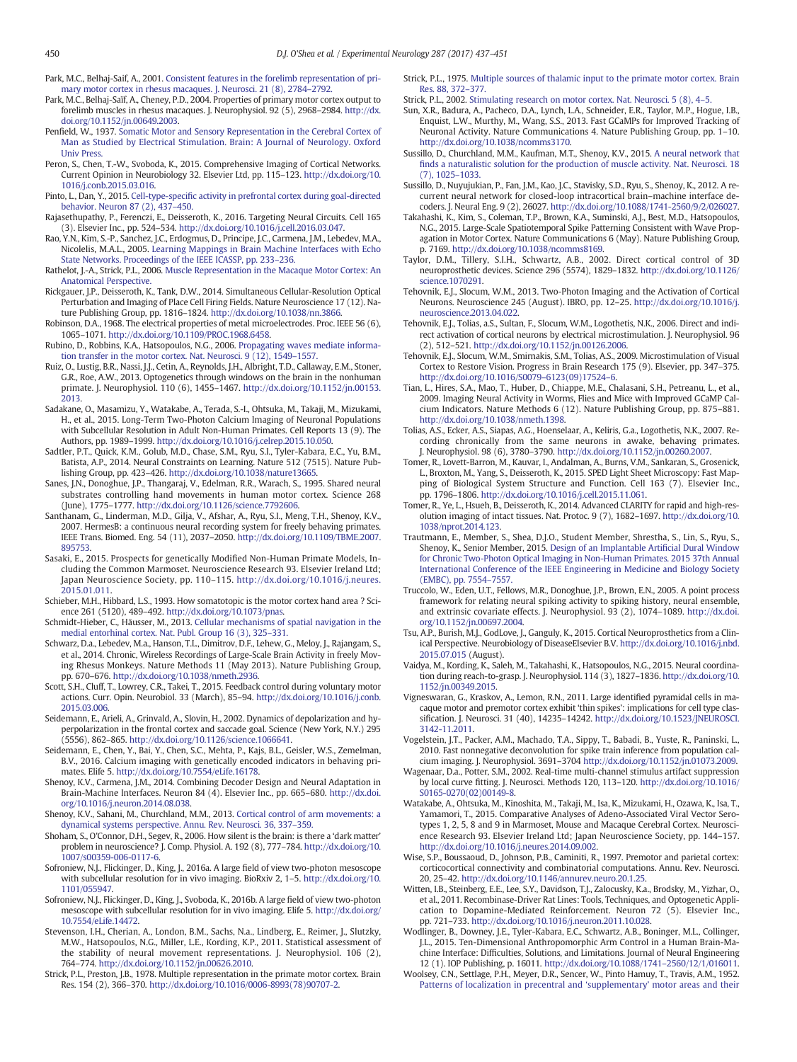Park, M.C., Belhaj-Saif, A., 2001. Consistent features in the forelimb representation of primary motor cortex in rhesus macaques. J. Neurosci. 21 (8), 2784–2792.

Park, M.C., Belhaj-Saïf, A., Cheney, P.D., 2004. Properties of primary motor cortex output to forelimb muscles in rhesus macaques. J. Neurophysiol. 92 (5), 2968–2984. http://dx.doi.org/10.1152/jn.00649.2003.

Penfield, W., 1937. Somatic Motor and Sensory Representation in the Cerebral Cortex of Man as Studied by Electrical Stimulation. Brain: A Journal of Neurology. Oxford Univ Press.

Peron, S., Chen, T.-W., Svoboda, K., 2015. Comprehensive Imaging of Cortical Networks. Current Opinion in Neurobiology 32. Elsevier Ltd, pp. 115–123. http://dx.doi.org/10.1016/j.conb.2015.03.016.

Pinto, L., Dan, Y., 2015. Cell-type-specific activity in prefrontal cortex during goal-directed behavior. Neuron 87 (2), 437–450.

Rajasethupathy, P., Ferenczi, E., Deisseroth, K., 2016. Targeting Neural Circuits. Cell 165 (3). Elsevier Inc., pp. 524–534. http://dx.doi.org/10.1016/j.cell.2016.03.047.

Rao, Y.N., Kim, S.-P., Sanchez, J.C., Erdogmus, D., Principe, J.C., Carmena, J.M., Lebedev, M.A., Nicolelis, M.A.L., 2005. Learning Mappings in Brain Machine Interfaces with Echo State Networks. Proceedings of the IEEE ICASSP, pp. 233–236.

Rathelot, J.-A., Strick, P.L., 2006. Muscle Representation in the Macaque Motor Cortex: An Anatomical Perspective.

Rickgauer, J.P., Deisseroth, K., Tank, D.W., 2014. Simultaneous Cellular-Resolution Optical Perturbation and Imaging of Place Cell Firing Fields. Nature Neuroscience 17 (12). Nature Publishing Group, pp. 1816–1824. http://dx.doi.org/10.1038/nn.3866.

Robinson, D.A., 1968. The electrical properties of metal microelectrodes. Proc. IEEE 56 (6), 1065–1071. http://dx.doi.org/10.1109/PROC.1968.6458.

Rubino, D., Robbins, K.A., Hatsopoulos, N.G., 2006. Propagating waves mediate information transfer in the motor cortex. Nat. Neurosci. 9 (12), 1549–1557.

Ruiz, O., Lustig, B.R., Nassi, J.J., Cetin, A., Reynolds, J.H., Albright, T.D., Callaway, E.M., Stoner, G.R., Roe, A.W., 2013. Optogenetics through windows on the brain in the nonhuman primate. J. Neurophysiol. 110 (6), 1455–1467. http://dx.doi.org/10.1152/jn.00153.2013.

Sadakane, O., Masamizu, Y., Watakabe, A., Terada, S.-I., Ohtsuka, M., Takaji, M., Mizukami, H., et al., 2015. Long-Term Two-Photon Calcium Imaging of Neuronal Populations with Subcellular Resolution in Adult Non-Human Primates. Cell Reports 13 (9). The Authors, pp. 1989–1999. http://dx.doi.org/10.1016/j.celrep.2015.10.050.

Sadtler, P.T., Quick, K.M., Golub, M.D., Chase, S.M., Ryu, S.I., Tyler-Kabara, E.C., Yu, B.M., Batista, A.P., 2014. Neural Constraints on Learning. Nature 512 (7515). Nature Publishing Group, pp. 423–426. http://dx.doi.org/10.1038/nature13665.

Sanes, J.N., Donoghue, J.P., Thangaraj, V., Edelman, R.R., Warach, S., 1995. Shared neural substrates controlling hand movements in human motor cortex. Science 268 (June), 1775–1777. http://dx.doi.org/10.1126/science.7792606.

Santhanam, G., Linderman, M.D., Gilja, V., Afshar, A., Ryu, S.I., Meng, T.H., Shenoy, K.V., 2007. HermesB: a continuous neural recording system for freely behaving primates. IEEE Trans. Biomed. Eng. 54 (11), 2037–2050. http://dx.doi.org/10.1109/TBME.2007.895753.

Sasaki, E., 2015. Prospects for genetically Modified Non-Human Primate Models, Including the Common Marmoset. Neuroscience Research 93. Elsevier Ireland Ltd; Japan Neuroscience Society, pp. 110–115. http://dx.doi.org/10.1016/j.neures.2015.01.011.

Schieber, M.H., Hibbard, L.S., 1993. How somatotopic is the motor cortex hand area ? Science 261 (5120), 489–492. http://dx.doi.org/10.1073/pnas.

Schmidt-Hieber, C., Häusser, M., 2013. Cellular mechanisms of spatial navigation in the medial entorhinal cortex. Nat. Publ. Group 16 (3), 325–331.

Schwarz, D.a., Lebedev, M.a., Hanson, T.L., Dimitrov, D.F., Lehew, G., Meloy, J., Rajangam, S., et al., 2014. Chronic, Wireless Recordings of Large-Scale Brain Activity in freely Moving Rhesus Monkeys. Nature Methods 11 (May 2013). Nature Publishing Group, pp. 670–676. http://dx.doi.org/10.1038/nmeth.2936.

Scott, S.H., Cluff, T., Lowrey, C.R., Takei, T., 2015. Feedback control during voluntary motor actions. Curr. Opin. Neurobiol. 33 (March), 85–94. http://dx.doi.org/10.1016/j.conb.2015.03.006.

Seidemann, E., Arieli, A., Grinvald, A., Slovin, H., 2002. Dynamics of depolarization and hyperpolarization in the frontal cortex and saccade goal. Science (New York, N.Y.) 295 (5556), 862–865. http://dx.doi.org/10.1126/science.1066641.

Seidemann, E., Chen, Y., Bai, Y., Chen, S.C., Mehta, P., Kajs, B.L., Geisler, W.S., Zemelman, B.V., 2016. Calcium imaging with genetically encoded indicators in behaving primates. Elife 5. http://dx.doi.org/10.7554/eLife.16178.

Shenoy, K.V., Carmena, J.M., 2014. Combining Decoder Design and Neural Adaptation in Brain-Machine Interfaces. Neuron 84 (4). Elsevier Inc., pp. 665–680. http://dx.doi.org/10.1016/j.neuron.2014.08.038.

Shenoy, K.V., Sahani, M., Churchland, M.M., 2013. Cortical control of arm movements: a dynamical systems perspective. Annu. Rev. Neurosci. 36, 337–359.

Shoham, S., O'Connor, D.H., Segev, R., 2006. How silent is the brain: is there a 'dark matter' problem in neuroscience? J. Comp. Physiol. A. 192 (8), 777–784. http://dx.doi.org/10.1007/s00359-006-0117-6.

Sofroniew, N.J., Flickinger, D., King, J., 2016a. A large field of view two-photon mesoscope with subcellular resolution for in vivo imaging. BioRxiv 2, 1–5. http://dx.doi.org/10.1101/055947.

Sofroniew, N.J., Flickinger, D., King, J., Svoboda, K., 2016b. A large field of view two-photon mesoscope with subcellular resolution for in vivo imaging. Elife 5. http://dx.doi.org/10.7554/eLife.14472.

Stevenson, I.H., Cherian, A., London, B.M., Sachs, N.a., Lindberg, E., Reimer, J., Slutzky, M.W., Hatsopoulos, N.G., Miller, L.E., Kording, K.P., 2011. Statistical assessment of the stability of neural movement representations. J. Neurophysiol. 106 (2), 764–774. http://dx.doi.org/10.1152/jn.00626.2010.

Strick, P.L., Preston, J.B., 1978. Multiple representation in the primate motor cortex. Brain Res. 154 (2), 366–370. http://dx.doi.org/10.1016/0006-8993(78)90707-2.

Strick, P.L., 1975. Multiple sources of thalamic input to the primate motor cortex. Brain Res. 88, 372–377.

Strick, P.L., 2002. Stimulating research on motor cortex. Nat. Neurosci. 5 (8), 4–5.

Sun, X.R., Badura, A., Pacheco, D.A., Lynch, L.A., Schneider, E.R., Taylor, M.P., Hogue, I.B., Enquist, L.W., Murthy, M., Wang, S.S., 2013. Fast GCaMPs for Improved Tracking of Neuronal Activity. Nature Communications 4. Nature Publishing Group, pp. 1–10. http://dx.doi.org/10.1038/ncomms3170.

Sussillo, D., Churchland, M.M., Kaufman, M.T., Shenoy, K.V., 2015. A neural network that finds a naturalistic solution for the production of muscle activity. Nat. Neurosci. 18 (7), 1025–1033.

Sussillo, D., Nuyujukian, P., Fan, J.M., Kao, J.C., Stavisky, S.D., Ryu, S., Shenoy, K., 2012. A recurrent neural network for closed-loop intracortical brain–machine interface decoders. J. Neural Eng. 9 (2), 26027. http://dx.doi.org/10.1088/1741-2560/9/2/026027.

Takahashi, K., Kim, S., Coleman, T.P., Brown, K.A., Suminski, A.J., Best, M.D., Hatsopoulos, N.G., 2015. Large-Scale Spatiotemporal Spike Patterning Consistent with Wave Propagation in Motor Cortex. Nature Communications 6 (May). Nature Publishing Group, p. 7169. http://dx.doi.org/10.1038/ncomms8169.

Taylor, D.M., Tillery, S.I.H., Schwartz, A.B., 2002. Direct cortical control of 3D neuroprosthetic devices. Science 296 (5574), 1829–1832. http://dx.doi.org/10.1126/science.1070291.

Tehovnik, E.J., Slocum, W.M., 2013. Two-Photon Imaging and the Activation of Cortical Neurons. Neuroscience 245 (August). IBRO, pp. 12–25. http://dx.doi.org/10.1016/j.neuroscience.2013.04.022.

Tehovnik, E.J., Tolias, a.S., Sultan, F., Slocum, W.M., Logothetis, N.K., 2006. Direct and indirect activation of cortical neurons by electrical microstimulation. J. Neurophysiol. 96 (2), 512–521. http://dx.doi.org/10.1152/jn.00126.2006.

Tehovnik, E.J., Slocum, W.M., Smirnakis, S.M., Tolias, A.S., 2009. Microstimulation of Visual Cortex to Restore Vision. Progress in Brain Research 175 (9). Elsevier, pp. 347–375. http://dx.doi.org/10.1016/S0079–6123(09)17524–6.

Tian, L., Hires, S.A., Mao, T., Huber, D., Chiappe, M.E., Chalasani, S.H., Petreanu, L., et al., 2009. Imaging Neural Activity in Worms, Flies and Mice with Improved GCaMP Calcium Indicators. Nature Methods 6 (12). Nature Publishing Group, pp. 875–881. http://dx.doi.org/10.1038/nmeth.1398.

Tolias, A.S., Ecker, A.S., Siapas, A.G., Hoenselaar, A., Keliris, G.a., Logothetis, N.K., 2007. Recording chronically from the same neurons in awake, behaving primates. J. Neurophysiol. 98 (6), 3780–3790. http://dx.doi.org/10.1152/jn.00260.2007.

Tomer, R., Lovett-Barron, M., Kauvar, I., Andalman, A., Burns, V.M., Sankaran, S., Grosenick, L., Broxton, M., Yang, S., Deisseroth, K., 2015. SPED Light Sheet Microscopy: Fast Mapping of Biological System Structure and Function. Cell 163 (7). Elsevier Inc., pp. 1796–1806. http://dx.doi.org/10.1016/j.cell.2015.11.061.

Tomer, R., Ye, L., Hsueh, B., Deisseroth, K., 2014. Advanced CLARITY for rapid and high-resolution imaging of intact tissues. Nat. Protoc. 9 (7), 1682–1697. http://dx.doi.org/10.1038/nprot.2014.123.

Trautmann, E., Member, S., Shea, D.J.O., Student Member, Shrestha, S., Lin, S., Ryu, S., Shenoy, K., Senior Member, 2015. Design of an Implantable Artificial Dural Window for Chronic Two-Photon Optical Imaging in Non-Human Primates. 2015 37th Annual International Conference of the IEEE Engineering in Medicine and Biology Society (EMBC), pp. 7554–7557.

Truccolo, W., Eden, U.T., Fellows, M.R., Donoghue, J.P., Brown, E.N., 2005. A point process framework for relating neural spiking activity to spiking history, neural ensemble, and extrinsic covariate effects. J. Neurophysiol. 93 (2), 1074–1089. http://dx.doi.org/10.1152/jn.00697.2004.

Tsu, A.P., Burish, M.J., GodLove, J., Ganguly, K., 2015. Cortical Neuroprosthetics from a Clinical Perspective. Neurobiology of DiseaseElsevier B.V. http://dx.doi.org/10.1016/j.nbd.2015.07.015 (August).

Vaidya, M., Kording, K., Saleh, M., Takahashi, K., Hatsopoulos, N.G., 2015. Neural coordination during reach-to-grasp. J. Neurophysiol. 114 (3), 1827–1836. http://dx.doi.org/10.1152/jn.00349.2015.

Vigneswaran, G., Kraskov, A., Lemon, R.N., 2011. Large identified pyramidal cells in macaque motor and premotor cortex exhibit 'thin spikes': implications for cell type classification. J. Neurosci. 31 (40), 14235–14242. http://dx.doi.org/10.1523/JNEUROSCI.3142-11.2011.

Vogelstein, J.T., Packer, A.M., Machado, T.A., Sippy, T., Babadi, B., Yuste, R., Paninski, L., 2010. Fast nonnegative deconvolution for spike train inference from population calcium imaging. J. Neurophysiol. 3691–3704 http://dx.doi.org/10.1152/jn.01073.2009.

Wagenaar, D.a., Potter, S.M., 2002. Real-time multi-channel stimulus artifact suppression by local curve fitting. J. Neurosci. Methods 120, 113–120. http://dx.doi.org/10.1016/S0165-0270(02)00149-8.

Watakabe, A., Ohtsuka, M., Kinoshita, M., Takaji, M., Isa, K., Mizukami, H., Ozawa, K., Isa, T., Yamamori, T., 2015. Comparative Analyses of Adeno-Associated Viral Vector Serotypes 1, 2, 5, 8 and 9 in Marmoset, Mouse and Macaque Cerebral Cortex. Neuroscience Research 93. Elsevier Ireland Ltd; Japan Neuroscience Society, pp. 144–157. http://dx.doi.org/10.1016/j.neures.2014.09.002.

Wise, S.P., Boussaoud, D., Johnson, P.B., Caminiti, R., 1997. Premotor and parietal cortex: corticocortical connectivity and combinatorial computations. Annu. Rev. Neurosci. 20, 25–42. http://dx.doi.org/10.1146/annurev.neuro.20.1.25.

Witten, I.B., Steinberg, E.E., Lee, S.Y., Davidson, T.J., Zalocusky, K.a., Brodsky, M., Yizhar, O., et al., 2011. Recombinase-Driver Rat Lines: Tools, Techniques, and Optogenetic Application to Dopamine-Mediated Reinforcement. Neuron 72 (5). Elsevier Inc., pp. 721–733. http://dx.doi.org/10.1016/j.neuron.2011.10.028.

Wodlinger, B., Downey, J.E., Tyler-Kabara, E.C., Schwartz, A.B., Boninger, M.L., Collinger, J.L., 2015. Ten-Dimensional Anthropomorphic Arm Control in a Human Brain-Machine Interface: Difficulties, Solutions, and Limitations. Journal of Neural Engineering 12 (1). IOP Publishing, p. 16011. http://dx.doi.org/10.1088/1741–2560/12/1/016011.

Woolsey, C.N., Settlage, P.H., Meyer, D.R., Sencer, W., Pinto Hamuy, T., Travis, A.M., 1952. Patterns of localization in precentral and 'supplementary' motor areas and their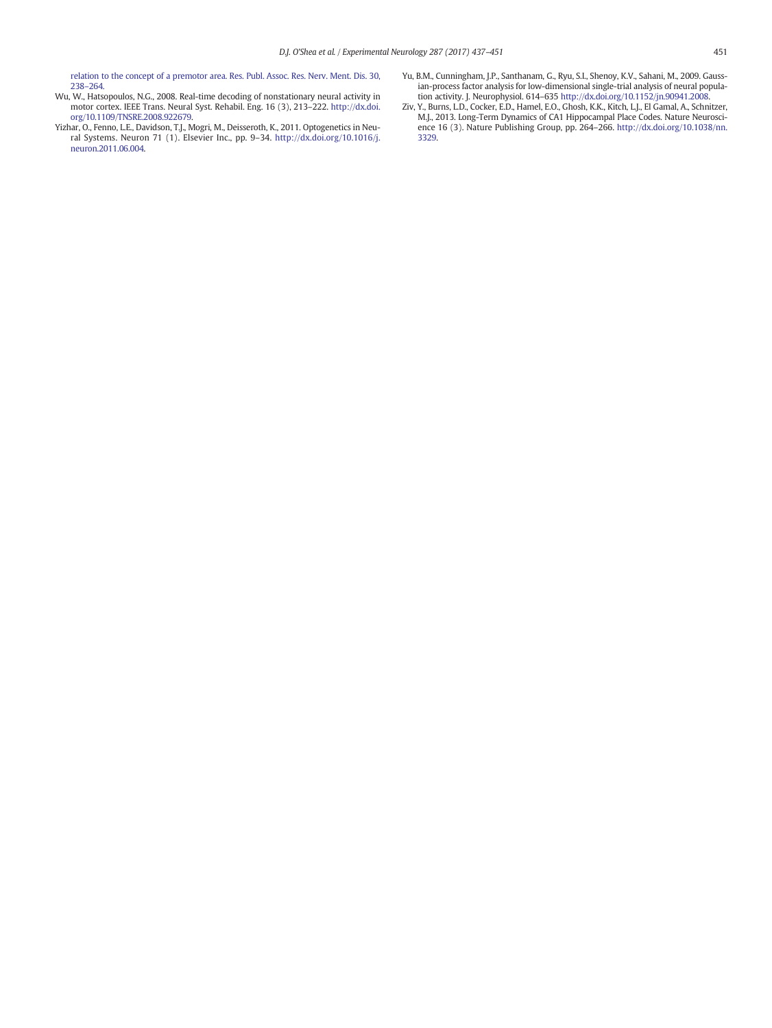relation to the concept of a premotor area. Res. Publ. Assoc. Res. Nerv. Ment. Dis. 30, 238–264.

Wu, W., Hatsopoulos, N.G., 2008. Real-time decoding of nonstationary neural activity in motor cortex. IEEE Trans. Neural Syst. Rehabil. Eng. 16 (3), 213–222. http://dx.doi.org/10.1109/TNSRE.2008.922679.

Yizhar, O., Fenno, L.E., Davidson, T.J., Mogri, M., Deisseroth, K., 2011. Optogenetics in Neural Systems. Neuron 71 (1). Elsevier Inc., pp. 9–34. http://dx.doi.org/10.1016/j.neuron.2011.06.004.

Yu, B.M., Cunningham, J.P., Santhanam, G., Ryu, S.I., Shenoy, K.V., Sahani, M., 2009. Gaussian-process factor analysis for low-dimensional single-trial analysis of neural population activity. J. Neurophysiol. 614–635 http://dx.doi.org/10.1152/jn.90941.2008.

Ziv, Y., Burns, L.D., Cocker, E.D., Hamel, E.O., Ghosh, K.K., Kitch, L.J., El Gamal, A., Schnitzer, M.J., 2013. Long-Term Dynamics of CA1 Hippocampal Place Codes. Nature Neuroscience 16 (3). Nature Publishing Group, pp. 264–266. http://dx.doi.org/10.1038/nn.3329.